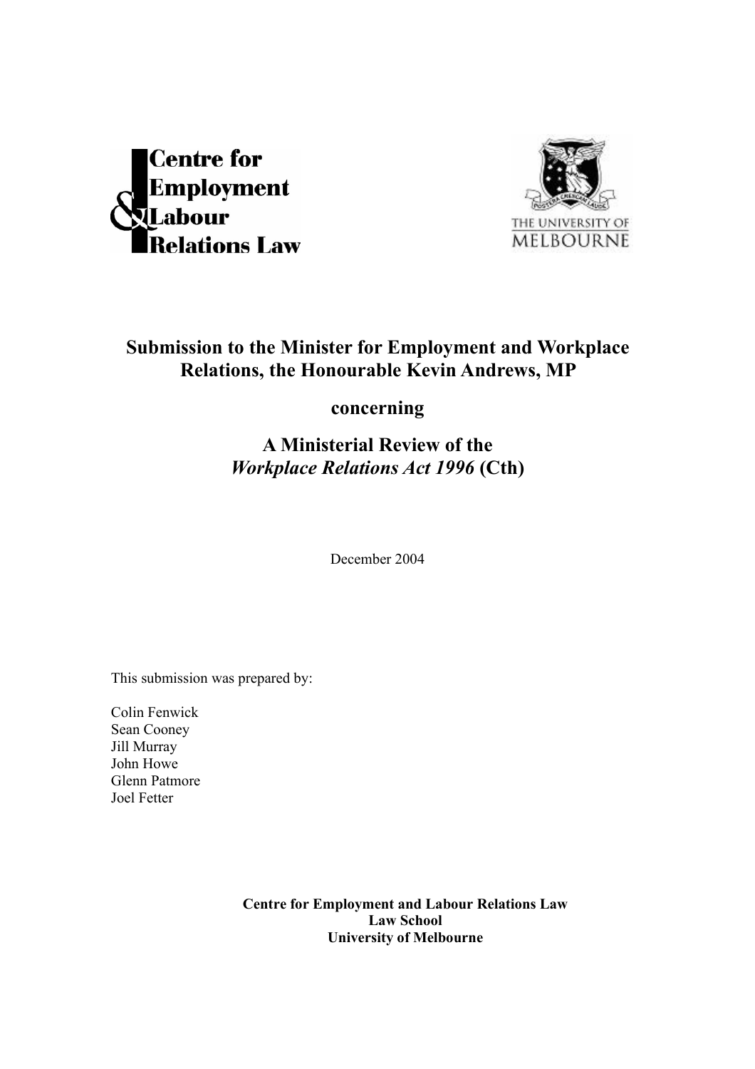Centre for Employment & Labour Relations Law

THE UNIVERSITY OF MELBOURNE

# Submission to the Minister for Employment and Workplace Relations, the Honourable Kevin Andrews, MP

## concerning

## A Ministerial Review of the *Workplace Relations Act 1996* (Cth)

December 2004

This submission was prepared by:

Colin Fenwick
Sean Cooney
Jill Murray
John Howe
Glenn Patmore
Joel Fetter

**Centre for Employment and Labour Relations Law**
**Law School**
**University of Melbourne**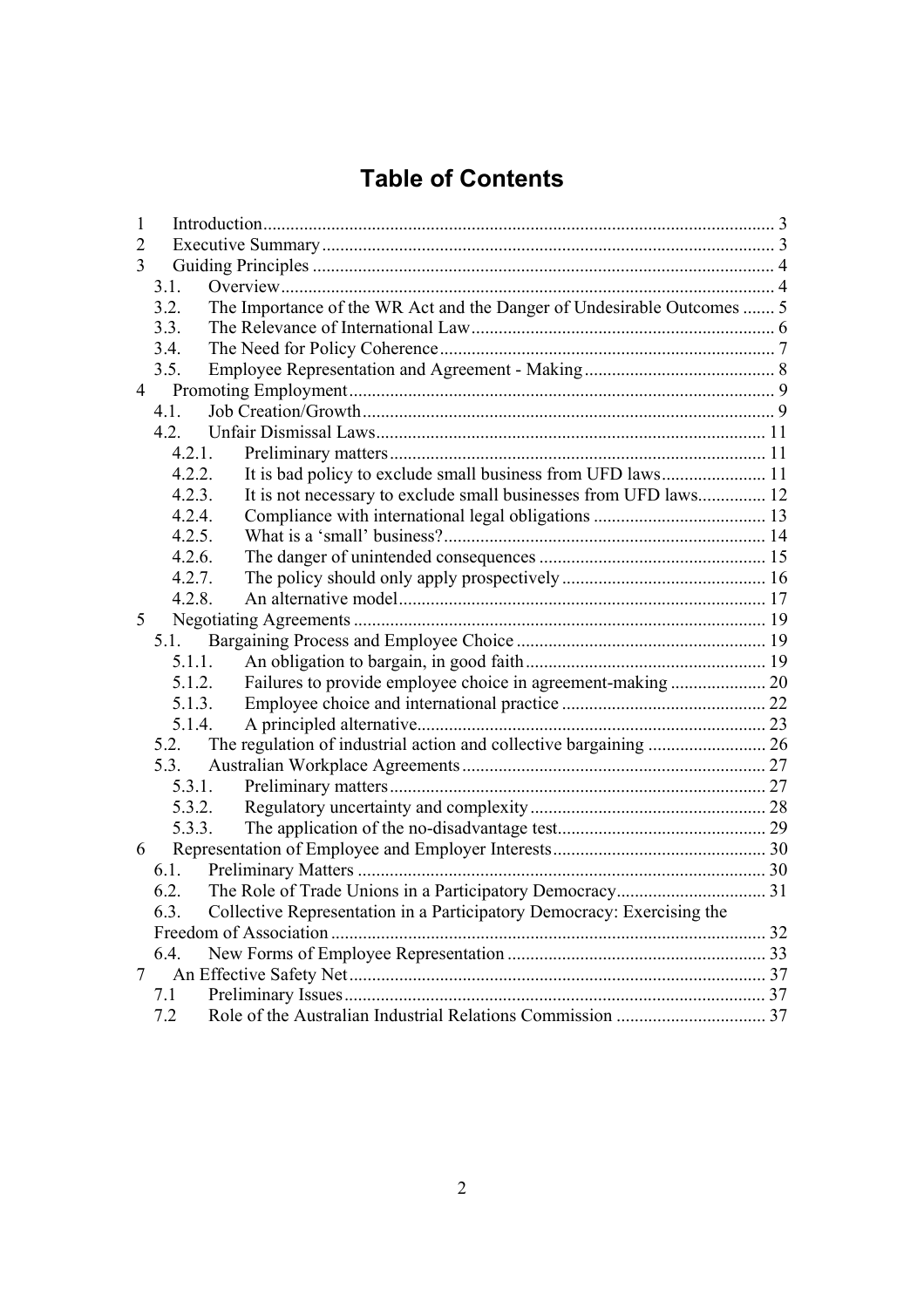# Table of Contents

1 Introduction ........................................................................................................ 3
2 Executive Summary ........................................................................................... 3
3 Guiding Principles ............................................................................................. 4
  3.1. Overview ..................................................................................................... 4
  3.2. The Importance of the WR Act and the Danger of Undesirable Outcomes ....... 5
  3.3. The Relevance of International Law ............................................................. 6
  3.4. The Need for Policy Coherence ..................................................................... 7
  3.5. Employee Representation and Agreement - Making ...................................... 8
4 Promoting Employment ....................................................................................... 9
  4.1. Job Creation/Growth .................................................................................... 9
  4.2. Unfair Dismissal Laws ................................................................................. 11
    4.2.1. Preliminary matters ............................................................................... 11
    4.2.2. It is bad policy to exclude small business from UFD laws ....................... 11
    4.2.3. It is not necessary to exclude small businesses from UFD laws ............... 12
    4.2.4. Compliance with international legal obligations ...................................... 13
    4.2.5. What is a 'small' business? .................................................................... 14
    4.2.6. The danger of unintended consequences ................................................ 15
    4.2.7. The policy should only apply prospectively ............................................ 16
    4.2.8. An alternative model .............................................................................. 17
5 Negotiating Agreements ..................................................................................... 19
  5.1. Bargaining Process and Employee Choice ..................................................... 19
    5.1.1. An obligation to bargain, in good faith .................................................... 19
    5.1.2. Failures to provide employee choice in agreement-making ..................... 20
    5.1.3. Employee choice and international practice ............................................ 22
    5.1.4. A principled alternative ........................................................................... 23
  5.2. The regulation of industrial action and collective bargaining ........................ 26
  5.3. Australian Workplace Agreements ................................................................ 27
    5.3.1. Preliminary matters ................................................................................ 27
    5.3.2. Regulatory uncertainty and complexity ................................................... 28
    5.3.3. The application of the no-disadvantage test ............................................ 29
6 Representation of Employee and Employer Interests .......................................... 30
  6.1. Preliminary Matters ..................................................................................... 30
  6.2. The Role of Trade Unions in a Participatory Democracy ................................ 31
  6.3. Collective Representation in a Participatory Democracy: Exercising the Freedom of Association ........................................................................................ 32
  6.4. New Forms of Employee Representation ....................................................... 33
7 An Effective Safety Net ....................................................................................... 37
  7.1 Preliminary Issues .......................................................................................... 37
  7.2 Role of the Australian Industrial Relations Commission ................................. 37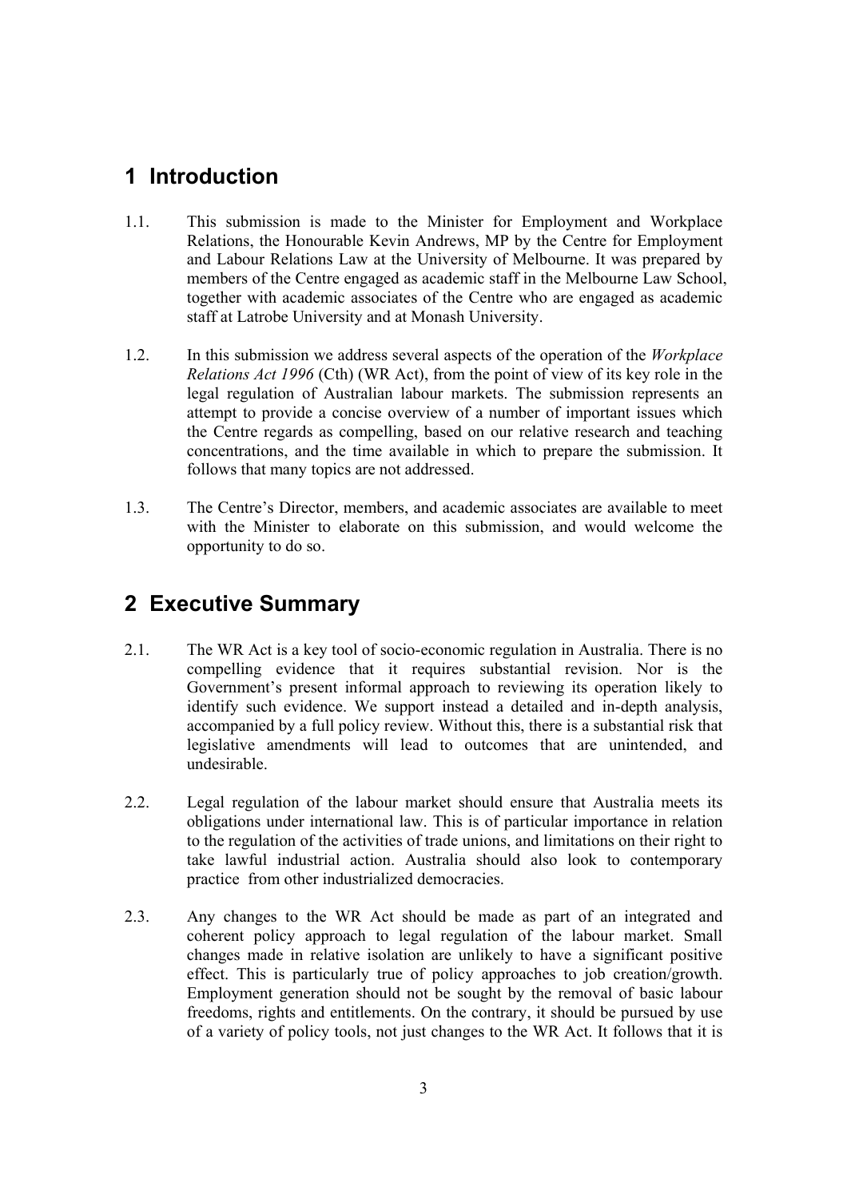# 1 Introduction

1.1. This submission is made to the Minister for Employment and Workplace Relations, the Honourable Kevin Andrews, MP by the Centre for Employment and Labour Relations Law at the University of Melbourne. It was prepared by members of the Centre engaged as academic staff in the Melbourne Law School, together with academic associates of the Centre who are engaged as academic staff at Latrobe University and at Monash University.

1.2. In this submission we address several aspects of the operation of the *Workplace Relations Act 1996* (Cth) (WR Act), from the point of view of its key role in the legal regulation of Australian labour markets. The submission represents an attempt to provide a concise overview of a number of important issues which the Centre regards as compelling, based on our relative research and teaching concentrations, and the time available in which to prepare the submission. It follows that many topics are not addressed.

1.3. The Centre's Director, members, and academic associates are available to meet with the Minister to elaborate on this submission, and would welcome the opportunity to do so.

# 2 Executive Summary

2.1. The WR Act is a key tool of socio-economic regulation in Australia. There is no compelling evidence that it requires substantial revision. Nor is the Government's present informal approach to reviewing its operation likely to identify such evidence. We support instead a detailed and in-depth analysis, accompanied by a full policy review. Without this, there is a substantial risk that legislative amendments will lead to outcomes that are unintended, and undesirable.

2.2. Legal regulation of the labour market should ensure that Australia meets its obligations under international law. This is of particular importance in relation to the regulation of the activities of trade unions, and limitations on their right to take lawful industrial action. Australia should also look to contemporary practice from other industrialized democracies.

2.3. Any changes to the WR Act should be made as part of an integrated and coherent policy approach to legal regulation of the labour market. Small changes made in relative isolation are unlikely to have a significant positive effect. This is particularly true of policy approaches to job creation/growth. Employment generation should not be sought by the removal of basic labour freedoms, rights and entitlements. On the contrary, it should be pursued by use of a variety of policy tools, not just changes to the WR Act. It follows that it is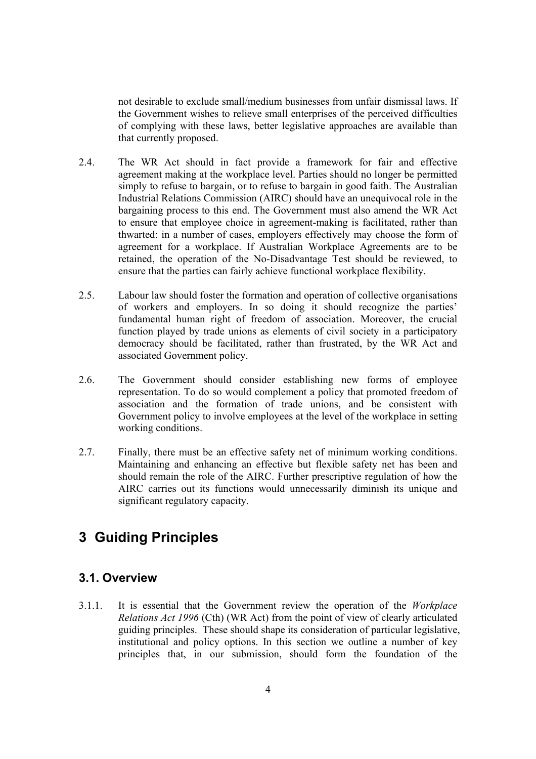not desirable to exclude small/medium businesses from unfair dismissal laws. If the Government wishes to relieve small enterprises of the perceived difficulties of complying with these laws, better legislative approaches are available than that currently proposed.

2.4. The WR Act should in fact provide a framework for fair and effective agreement making at the workplace level. Parties should no longer be permitted simply to refuse to bargain, or to refuse to bargain in good faith. The Australian Industrial Relations Commission (AIRC) should have an unequivocal role in the bargaining process to this end. The Government must also amend the WR Act to ensure that employee choice in agreement-making is facilitated, rather than thwarted: in a number of cases, employers effectively may choose the form of agreement for a workplace. If Australian Workplace Agreements are to be retained, the operation of the No-Disadvantage Test should be reviewed, to ensure that the parties can fairly achieve functional workplace flexibility.

2.5. Labour law should foster the formation and operation of collective organisations of workers and employers. In so doing it should recognize the parties' fundamental human right of freedom of association. Moreover, the crucial function played by trade unions as elements of civil society in a participatory democracy should be facilitated, rather than frustrated, by the WR Act and associated Government policy.

2.6. The Government should consider establishing new forms of employee representation. To do so would complement a policy that promoted freedom of association and the formation of trade unions, and be consistent with Government policy to involve employees at the level of the workplace in setting working conditions.

2.7. Finally, there must be an effective safety net of minimum working conditions. Maintaining and enhancing an effective but flexible safety net has been and should remain the role of the AIRC. Further prescriptive regulation of how the AIRC carries out its functions would unnecessarily diminish its unique and significant regulatory capacity.

# 3 Guiding Principles

## 3.1. Overview

3.1.1. It is essential that the Government review the operation of the *Workplace Relations Act 1996* (Cth) (WR Act) from the point of view of clearly articulated guiding principles. These should shape its consideration of particular legislative, institutional and policy options. In this section we outline a number of key principles that, in our submission, should form the foundation of the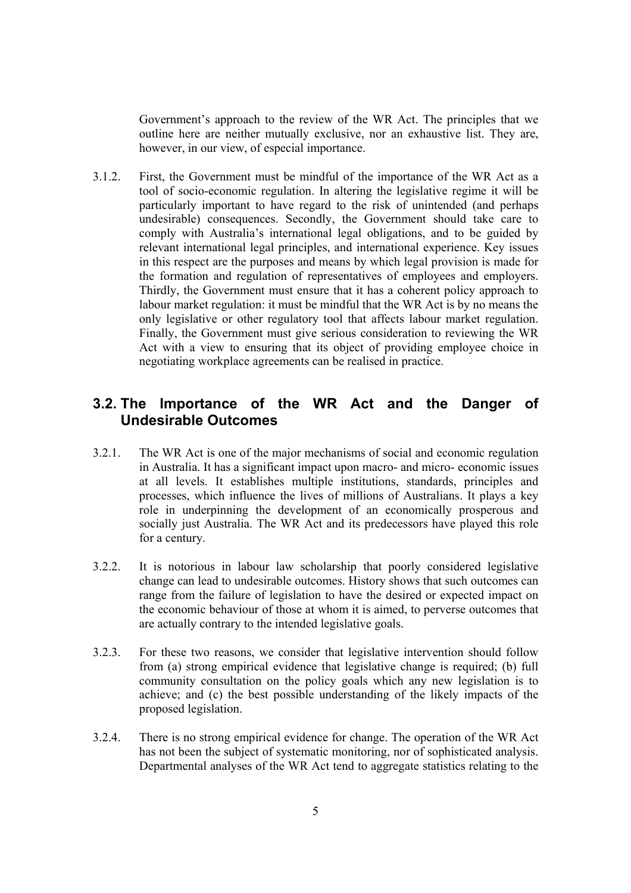Government's approach to the review of the WR Act. The principles that we outline here are neither mutually exclusive, nor an exhaustive list. They are, however, in our view, of especial importance.

3.1.2. First, the Government must be mindful of the importance of the WR Act as a tool of socio-economic regulation. In altering the legislative regime it will be particularly important to have regard to the risk of unintended (and perhaps undesirable) consequences. Secondly, the Government should take care to comply with Australia's international legal obligations, and to be guided by relevant international legal principles, and international experience. Key issues in this respect are the purposes and means by which legal provision is made for the formation and regulation of representatives of employees and employers. Thirdly, the Government must ensure that it has a coherent policy approach to labour market regulation: it must be mindful that the WR Act is by no means the only legislative or other regulatory tool that affects labour market regulation. Finally, the Government must give serious consideration to reviewing the WR Act with a view to ensuring that its object of providing employee choice in negotiating workplace agreements can be realised in practice.

## 3.2. The Importance of the WR Act and the Danger of Undesirable Outcomes

3.2.1. The WR Act is one of the major mechanisms of social and economic regulation in Australia. It has a significant impact upon macro- and micro- economic issues at all levels. It establishes multiple institutions, standards, principles and processes, which influence the lives of millions of Australians. It plays a key role in underpinning the development of an economically prosperous and socially just Australia. The WR Act and its predecessors have played this role for a century.

3.2.2. It is notorious in labour law scholarship that poorly considered legislative change can lead to undesirable outcomes. History shows that such outcomes can range from the failure of legislation to have the desired or expected impact on the economic behaviour of those at whom it is aimed, to perverse outcomes that are actually contrary to the intended legislative goals.

3.2.3. For these two reasons, we consider that legislative intervention should follow from (a) strong empirical evidence that legislative change is required; (b) full community consultation on the policy goals which any new legislation is to achieve; and (c) the best possible understanding of the likely impacts of the proposed legislation.

3.2.4. There is no strong empirical evidence for change. The operation of the WR Act has not been the subject of systematic monitoring, nor of sophisticated analysis. Departmental analyses of the WR Act tend to aggregate statistics relating to the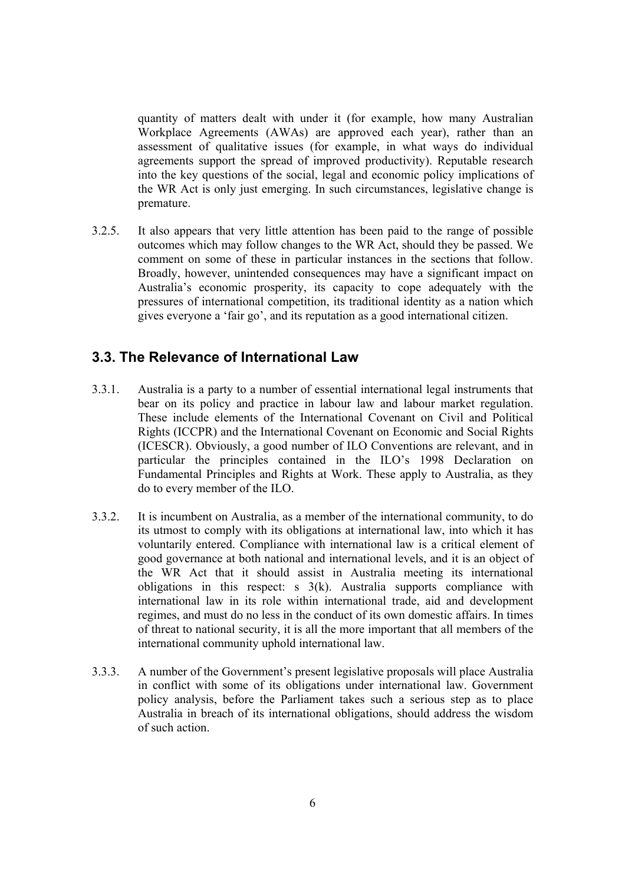quantity of matters dealt with under it (for example, how many Australian Workplace Agreements (AWAs) are approved each year), rather than an assessment of qualitative issues (for example, in what ways do individual agreements support the spread of improved productivity). Reputable research into the key questions of the social, legal and economic policy implications of the WR Act is only just emerging. In such circumstances, legislative change is premature.

3.2.5. It also appears that very little attention has been paid to the range of possible outcomes which may follow changes to the WR Act, should they be passed. We comment on some of these in particular instances in the sections that follow. Broadly, however, unintended consequences may have a significant impact on Australia's economic prosperity, its capacity to cope adequately with the pressures of international competition, its traditional identity as a nation which gives everyone a 'fair go', and its reputation as a good international citizen.

## 3.3. The Relevance of International Law

3.3.1. Australia is a party to a number of essential international legal instruments that bear on its policy and practice in labour law and labour market regulation. These include elements of the International Covenant on Civil and Political Rights (ICCPR) and the International Covenant on Economic and Social Rights (ICESCR). Obviously, a good number of ILO Conventions are relevant, and in particular the principles contained in the ILO's 1998 Declaration on Fundamental Principles and Rights at Work. These apply to Australia, as they do to every member of the ILO.

3.3.2. It is incumbent on Australia, as a member of the international community, to do its utmost to comply with its obligations at international law, into which it has voluntarily entered. Compliance with international law is a critical element of good governance at both national and international levels, and it is an object of the WR Act that it should assist in Australia meeting its international obligations in this respect: s 3(k). Australia supports compliance with international law in its role within international trade, aid and development regimes, and must do no less in the conduct of its own domestic affairs. In times of threat to national security, it is all the more important that all members of the international community uphold international law.

3.3.3. A number of the Government's present legislative proposals will place Australia in conflict with some of its obligations under international law. Government policy analysis, before the Parliament takes such a serious step as to place Australia in breach of its international obligations, should address the wisdom of such action.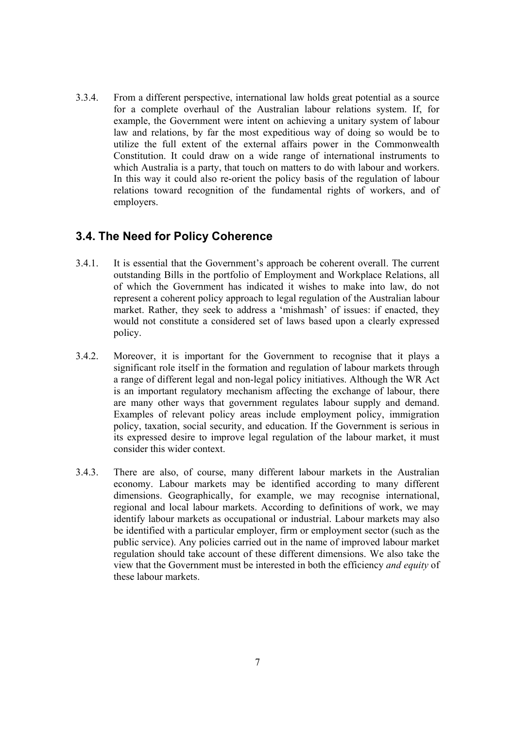3.3.4. From a different perspective, international law holds great potential as a source for a complete overhaul of the Australian labour relations system. If, for example, the Government were intent on achieving a unitary system of labour law and relations, by far the most expeditious way of doing so would be to utilize the full extent of the external affairs power in the Commonwealth Constitution. It could draw on a wide range of international instruments to which Australia is a party, that touch on matters to do with labour and workers. In this way it could also re-orient the policy basis of the regulation of labour relations toward recognition of the fundamental rights of workers, and of employers.

## 3.4. The Need for Policy Coherence

3.4.1. It is essential that the Government's approach be coherent overall. The current outstanding Bills in the portfolio of Employment and Workplace Relations, all of which the Government has indicated it wishes to make into law, do not represent a coherent policy approach to legal regulation of the Australian labour market. Rather, they seek to address a 'mishmash' of issues: if enacted, they would not constitute a considered set of laws based upon a clearly expressed policy.

3.4.2. Moreover, it is important for the Government to recognise that it plays a significant role itself in the formation and regulation of labour markets through a range of different legal and non-legal policy initiatives. Although the WR Act is an important regulatory mechanism affecting the exchange of labour, there are many other ways that government regulates labour supply and demand. Examples of relevant policy areas include employment policy, immigration policy, taxation, social security, and education. If the Government is serious in its expressed desire to improve legal regulation of the labour market, it must consider this wider context.

3.4.3. There are also, of course, many different labour markets in the Australian economy. Labour markets may be identified according to many different dimensions. Geographically, for example, we may recognise international, regional and local labour markets. According to definitions of work, we may identify labour markets as occupational or industrial. Labour markets may also be identified with a particular employer, firm or employment sector (such as the public service). Any policies carried out in the name of improved labour market regulation should take account of these different dimensions. We also take the view that the Government must be interested in both the efficiency *and equity* of these labour markets.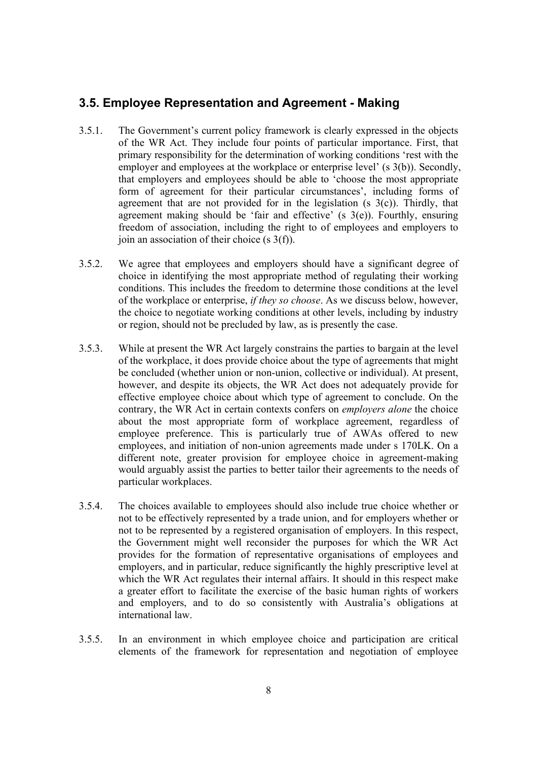## 3.5. Employee Representation and Agreement - Making

3.5.1. The Government's current policy framework is clearly expressed in the objects of the WR Act. They include four points of particular importance. First, that primary responsibility for the determination of working conditions 'rest with the employer and employees at the workplace or enterprise level' (s 3(b)). Secondly, that employers and employees should be able to 'choose the most appropriate form of agreement for their particular circumstances', including forms of agreement that are not provided for in the legislation (s 3(c)). Thirdly, that agreement making should be 'fair and effective' (s 3(e)). Fourthly, ensuring freedom of association, including the right to of employees and employers to join an association of their choice (s 3(f)).

3.5.2. We agree that employees and employers should have a significant degree of choice in identifying the most appropriate method of regulating their working conditions. This includes the freedom to determine those conditions at the level of the workplace or enterprise, *if they so choose*. As we discuss below, however, the choice to negotiate working conditions at other levels, including by industry or region, should not be precluded by law, as is presently the case.

3.5.3. While at present the WR Act largely constrains the parties to bargain at the level of the workplace, it does provide choice about the type of agreements that might be concluded (whether union or non-union, collective or individual). At present, however, and despite its objects, the WR Act does not adequately provide for effective employee choice about which type of agreement to conclude. On the contrary, the WR Act in certain contexts confers on *employers alone* the choice about the most appropriate form of workplace agreement, regardless of employee preference. This is particularly true of AWAs offered to new employees, and initiation of non-union agreements made under s 170LK. On a different note, greater provision for employee choice in agreement-making would arguably assist the parties to better tailor their agreements to the needs of particular workplaces.

3.5.4. The choices available to employees should also include true choice whether or not to be effectively represented by a trade union, and for employers whether or not to be represented by a registered organisation of employers. In this respect, the Government might well reconsider the purposes for which the WR Act provides for the formation of representative organisations of employees and employers, and in particular, reduce significantly the highly prescriptive level at which the WR Act regulates their internal affairs. It should in this respect make a greater effort to facilitate the exercise of the basic human rights of workers and employers, and to do so consistently with Australia's obligations at international law.

3.5.5. In an environment in which employee choice and participation are critical elements of the framework for representation and negotiation of employee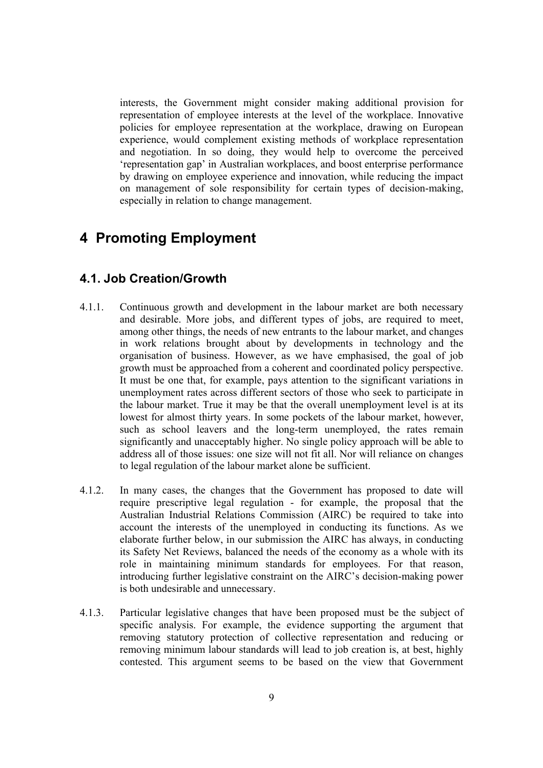interests, the Government might consider making additional provision for representation of employee interests at the level of the workplace. Innovative policies for employee representation at the workplace, drawing on European experience, would complement existing methods of workplace representation and negotiation. In so doing, they would help to overcome the perceived 'representation gap' in Australian workplaces, and boost enterprise performance by drawing on employee experience and innovation, while reducing the impact on management of sole responsibility for certain types of decision-making, especially in relation to change management.

# 4 Promoting Employment

## 4.1. Job Creation/Growth

4.1.1. Continuous growth and development in the labour market are both necessary and desirable. More jobs, and different types of jobs, are required to meet, among other things, the needs of new entrants to the labour market, and changes in work relations brought about by developments in technology and the organisation of business. However, as we have emphasised, the goal of job growth must be approached from a coherent and coordinated policy perspective. It must be one that, for example, pays attention to the significant variations in unemployment rates across different sectors of those who seek to participate in the labour market. True it may be that the overall unemployment level is at its lowest for almost thirty years. In some pockets of the labour market, however, such as school leavers and the long-term unemployed, the rates remain significantly and unacceptably higher. No single policy approach will be able to address all of those issues: one size will not fit all. Nor will reliance on changes to legal regulation of the labour market alone be sufficient.

4.1.2. In many cases, the changes that the Government has proposed to date will require prescriptive legal regulation - for example, the proposal that the Australian Industrial Relations Commission (AIRC) be required to take into account the interests of the unemployed in conducting its functions. As we elaborate further below, in our submission the AIRC has always, in conducting its Safety Net Reviews, balanced the needs of the economy as a whole with its role in maintaining minimum standards for employees. For that reason, introducing further legislative constraint on the AIRC's decision-making power is both undesirable and unnecessary.

4.1.3. Particular legislative changes that have been proposed must be the subject of specific analysis. For example, the evidence supporting the argument that removing statutory protection of collective representation and reducing or removing minimum labour standards will lead to job creation is, at best, highly contested. This argument seems to be based on the view that Government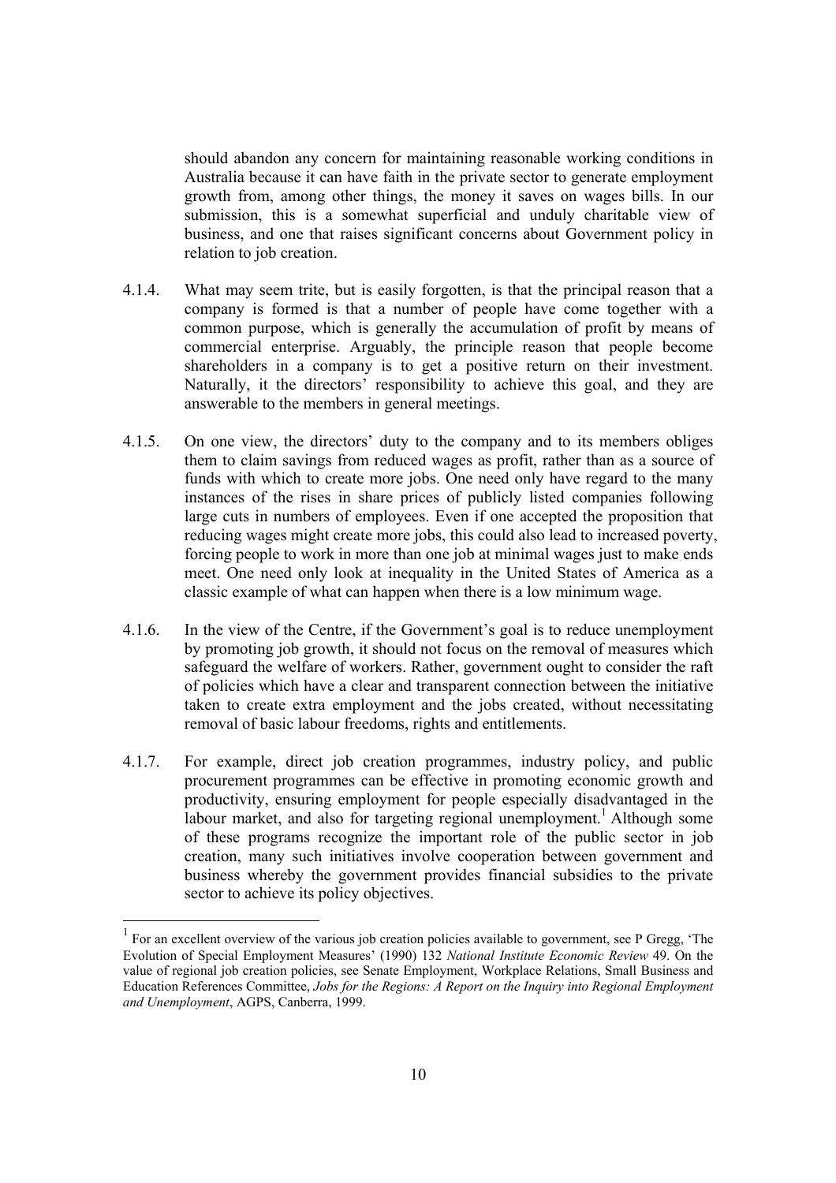should abandon any concern for maintaining reasonable working conditions in Australia because it can have faith in the private sector to generate employment growth from, among other things, the money it saves on wages bills. In our submission, this is a somewhat superficial and unduly charitable view of business, and one that raises significant concerns about Government policy in relation to job creation.

4.1.4. What may seem trite, but is easily forgotten, is that the principal reason that a company is formed is that a number of people have come together with a common purpose, which is generally the accumulation of profit by means of commercial enterprise. Arguably, the principle reason that people become shareholders in a company is to get a positive return on their investment. Naturally, it the directors' responsibility to achieve this goal, and they are answerable to the members in general meetings.

4.1.5. On one view, the directors' duty to the company and to its members obliges them to claim savings from reduced wages as profit, rather than as a source of funds with which to create more jobs. One need only have regard to the many instances of the rises in share prices of publicly listed companies following large cuts in numbers of employees. Even if one accepted the proposition that reducing wages might create more jobs, this could also lead to increased poverty, forcing people to work in more than one job at minimal wages just to make ends meet. One need only look at inequality in the United States of America as a classic example of what can happen when there is a low minimum wage.

4.1.6. In the view of the Centre, if the Government's goal is to reduce unemployment by promoting job growth, it should not focus on the removal of measures which safeguard the welfare of workers. Rather, government ought to consider the raft of policies which have a clear and transparent connection between the initiative taken to create extra employment and the jobs created, without necessitating removal of basic labour freedoms, rights and entitlements.

4.1.7. For example, direct job creation programmes, industry policy, and public procurement programmes can be effective in promoting economic growth and productivity, ensuring employment for people especially disadvantaged in the labour market, and also for targeting regional unemployment.[1] Although some of these programs recognize the important role of the public sector in job creation, many such initiatives involve cooperation between government and business whereby the government provides financial subsidies to the private sector to achieve its policy objectives.

---

[1] For an excellent overview of the various job creation policies available to government, see P Gregg, 'The Evolution of Special Employment Measures' (1990) 132 *National Institute Economic Review* 49. On the value of regional job creation policies, see Senate Employment, Workplace Relations, Small Business and Education References Committee, *Jobs for the Regions: A Report on the Inquiry into Regional Employment and Unemployment*, AGPS, Canberra, 1999.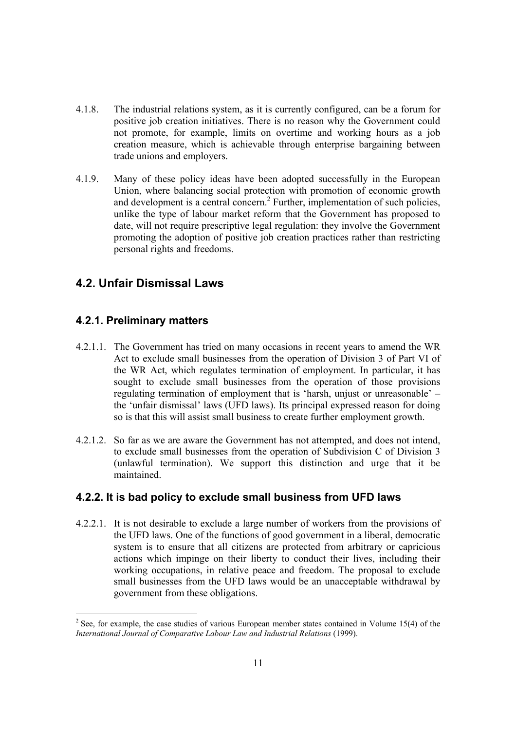4.1.8. The industrial relations system, as it is currently configured, can be a forum for positive job creation initiatives. There is no reason why the Government could not promote, for example, limits on overtime and working hours as a job creation measure, which is achievable through enterprise bargaining between trade unions and employers.

4.1.9. Many of these policy ideas have been adopted successfully in the European Union, where balancing social protection with promotion of economic growth and development is a central concern.[2] Further, implementation of such policies, unlike the type of labour market reform that the Government has proposed to date, will not require prescriptive legal regulation: they involve the Government promoting the adoption of positive job creation practices rather than restricting personal rights and freedoms.

## 4.2. Unfair Dismissal Laws

### 4.2.1. Preliminary matters

4.2.1.1. The Government has tried on many occasions in recent years to amend the WR Act to exclude small businesses from the operation of Division 3 of Part VI of the WR Act, which regulates termination of employment. In particular, it has sought to exclude small businesses from the operation of those provisions regulating termination of employment that is 'harsh, unjust or unreasonable' – the 'unfair dismissal' laws (UFD laws). Its principal expressed reason for doing so is that this will assist small business to create further employment growth.

4.2.1.2. So far as we are aware the Government has not attempted, and does not intend, to exclude small businesses from the operation of Subdivision C of Division 3 (unlawful termination). We support this distinction and urge that it be maintained.

### 4.2.2. It is bad policy to exclude small business from UFD laws

4.2.2.1. It is not desirable to exclude a large number of workers from the provisions of the UFD laws. One of the functions of good government in a liberal, democratic system is to ensure that all citizens are protected from arbitrary or capricious actions which impinge on their liberty to conduct their lives, including their working occupations, in relative peace and freedom. The proposal to exclude small businesses from the UFD laws would be an unacceptable withdrawal by government from these obligations.

---

[2] See, for example, the case studies of various European member states contained in Volume 15(4) of the *International Journal of Comparative Labour Law and Industrial Relations* (1999).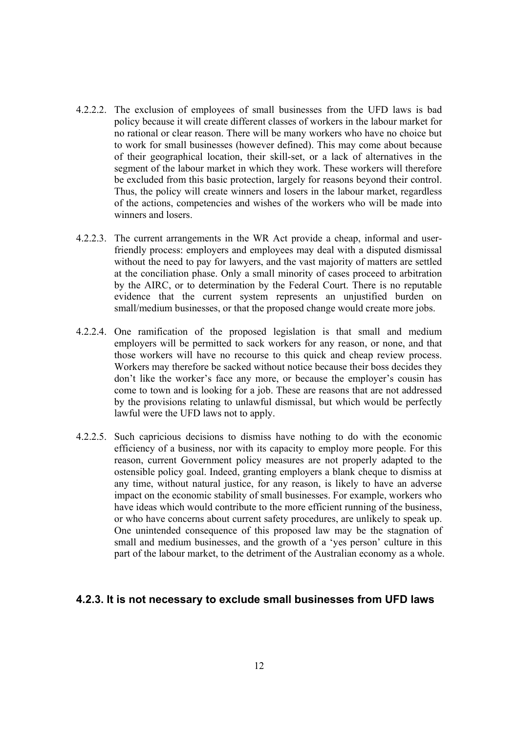4.2.2.2. The exclusion of employees of small businesses from the UFD laws is bad policy because it will create different classes of workers in the labour market for no rational or clear reason. There will be many workers who have no choice but to work for small businesses (however defined). This may come about because of their geographical location, their skill-set, or a lack of alternatives in the segment of the labour market in which they work. These workers will therefore be excluded from this basic protection, largely for reasons beyond their control. Thus, the policy will create winners and losers in the labour market, regardless of the actions, competencies and wishes of the workers who will be made into winners and losers.

4.2.2.3. The current arrangements in the WR Act provide a cheap, informal and user-friendly process: employers and employees may deal with a disputed dismissal without the need to pay for lawyers, and the vast majority of matters are settled at the conciliation phase. Only a small minority of cases proceed to arbitration by the AIRC, or to determination by the Federal Court. There is no reputable evidence that the current system represents an unjustified burden on small/medium businesses, or that the proposed change would create more jobs.

4.2.2.4. One ramification of the proposed legislation is that small and medium employers will be permitted to sack workers for any reason, or none, and that those workers will have no recourse to this quick and cheap review process. Workers may therefore be sacked without notice because their boss decides they don't like the worker's face any more, or because the employer's cousin has come to town and is looking for a job. These are reasons that are not addressed by the provisions relating to unlawful dismissal, but which would be perfectly lawful were the UFD laws not to apply.

4.2.2.5. Such capricious decisions to dismiss have nothing to do with the economic efficiency of a business, nor with its capacity to employ more people. For this reason, current Government policy measures are not properly adapted to the ostensible policy goal. Indeed, granting employers a blank cheque to dismiss at any time, without natural justice, for any reason, is likely to have an adverse impact on the economic stability of small businesses. For example, workers who have ideas which would contribute to the more efficient running of the business, or who have concerns about current safety procedures, are unlikely to speak up. One unintended consequence of this proposed law may be the stagnation of small and medium businesses, and the growth of a 'yes person' culture in this part of the labour market, to the detriment of the Australian economy as a whole.

### 4.2.3. It is not necessary to exclude small businesses from UFD laws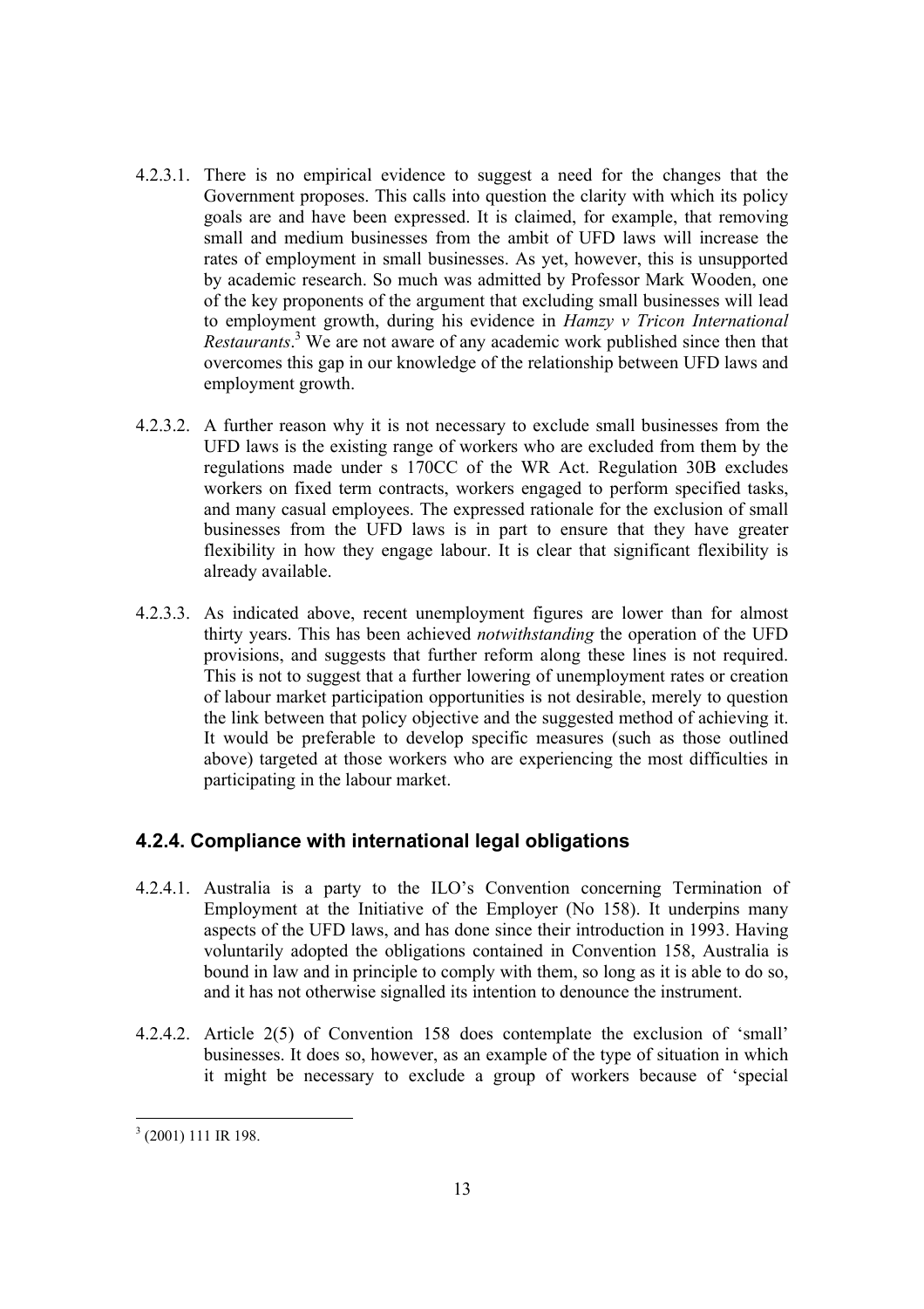4.2.3.1. There is no empirical evidence to suggest a need for the changes that the Government proposes. This calls into question the clarity with which its policy goals are and have been expressed. It is claimed, for example, that removing small and medium businesses from the ambit of UFD laws will increase the rates of employment in small businesses. As yet, however, this is unsupported by academic research. So much was admitted by Professor Mark Wooden, one of the key proponents of the argument that excluding small businesses will lead to employment growth, during his evidence in *Hamzy v Tricon International Restaurants*.[3] We are not aware of any academic work published since then that overcomes this gap in our knowledge of the relationship between UFD laws and employment growth.

4.2.3.2. A further reason why it is not necessary to exclude small businesses from the UFD laws is the existing range of workers who are excluded from them by the regulations made under s 170CC of the WR Act. Regulation 30B excludes workers on fixed term contracts, workers engaged to perform specified tasks, and many casual employees. The expressed rationale for the exclusion of small businesses from the UFD laws is in part to ensure that they have greater flexibility in how they engage labour. It is clear that significant flexibility is already available.

4.2.3.3. As indicated above, recent unemployment figures are lower than for almost thirty years. This has been achieved *notwithstanding* the operation of the UFD provisions, and suggests that further reform along these lines is not required. This is not to suggest that a further lowering of unemployment rates or creation of labour market participation opportunities is not desirable, merely to question the link between that policy objective and the suggested method of achieving it. It would be preferable to develop specific measures (such as those outlined above) targeted at those workers who are experiencing the most difficulties in participating in the labour market.

### 4.2.4. Compliance with international legal obligations

4.2.4.1. Australia is a party to the ILO's Convention concerning Termination of Employment at the Initiative of the Employer (No 158). It underpins many aspects of the UFD laws, and has done since their introduction in 1993. Having voluntarily adopted the obligations contained in Convention 158, Australia is bound in law and in principle to comply with them, so long as it is able to do so, and it has not otherwise signalled its intention to denounce the instrument.

4.2.4.2. Article 2(5) of Convention 158 does contemplate the exclusion of 'small' businesses. It does so, however, as an example of the type of situation in which it might be necessary to exclude a group of workers because of 'special

---

[3] (2001) 111 IR 198.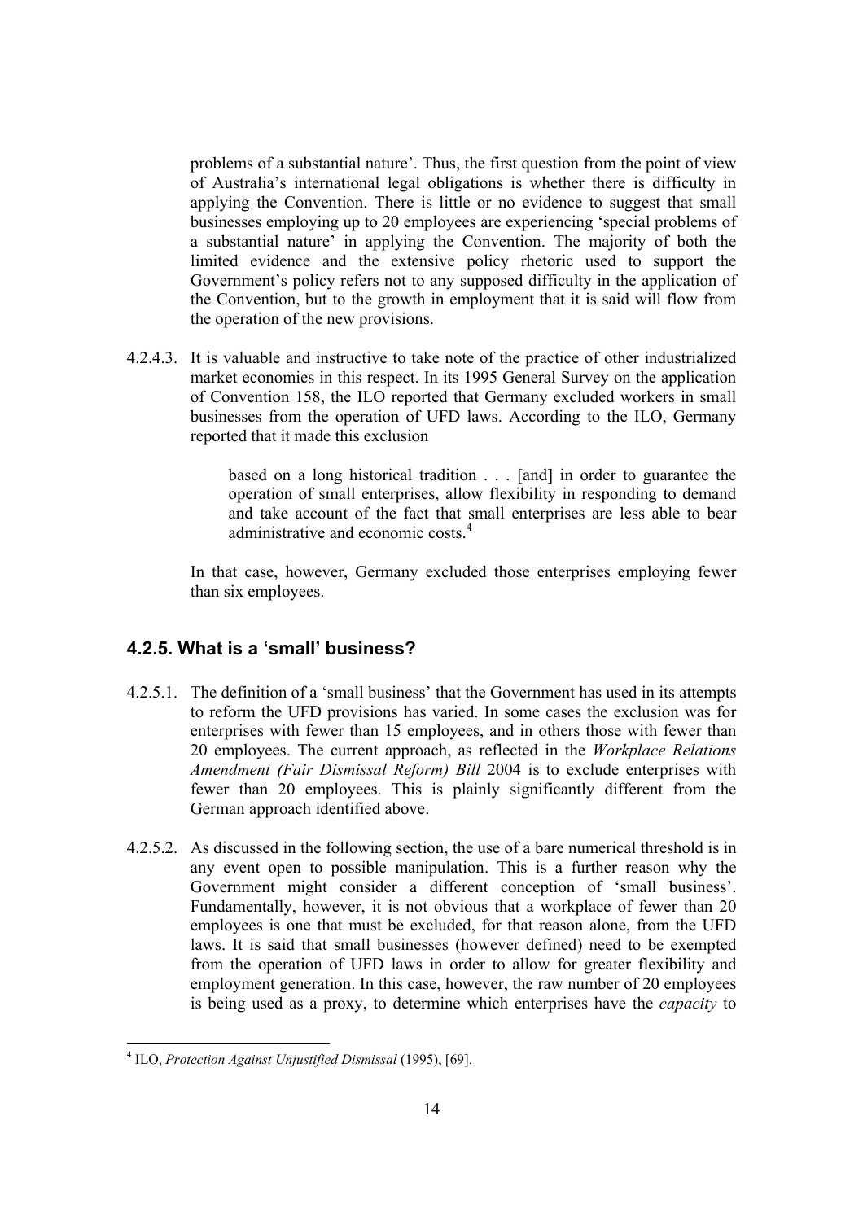problems of a substantial nature'. Thus, the first question from the point of view of Australia's international legal obligations is whether there is difficulty in applying the Convention. There is little or no evidence to suggest that small businesses employing up to 20 employees are experiencing 'special problems of a substantial nature' in applying the Convention. The majority of both the limited evidence and the extensive policy rhetoric used to support the Government's policy refers not to any supposed difficulty in the application of the Convention, but to the growth in employment that it is said will flow from the operation of the new provisions.

4.2.4.3. It is valuable and instructive to take note of the practice of other industrialized market economies in this respect. In its 1995 General Survey on the application of Convention 158, the ILO reported that Germany excluded workers in small businesses from the operation of UFD laws. According to the ILO, Germany reported that it made this exclusion

> based on a long historical tradition . . . [and] in order to guarantee the operation of small enterprises, allow flexibility in responding to demand and take account of the fact that small enterprises are less able to bear administrative and economic costs.[4]

In that case, however, Germany excluded those enterprises employing fewer than six employees.

### 4.2.5. What is a 'small' business?

4.2.5.1. The definition of a 'small business' that the Government has used in its attempts to reform the UFD provisions has varied. In some cases the exclusion was for enterprises with fewer than 15 employees, and in others those with fewer than 20 employees. The current approach, as reflected in the *Workplace Relations Amendment (Fair Dismissal Reform) Bill* 2004 is to exclude enterprises with fewer than 20 employees. This is plainly significantly different from the German approach identified above.

4.2.5.2. As discussed in the following section, the use of a bare numerical threshold is in any event open to possible manipulation. This is a further reason why the Government might consider a different conception of 'small business'. Fundamentally, however, it is not obvious that a workplace of fewer than 20 employees is one that must be excluded, for that reason alone, from the UFD laws. It is said that small businesses (however defined) need to be exempted from the operation of UFD laws in order to allow for greater flexibility and employment generation. In this case, however, the raw number of 20 employees is being used as a proxy, to determine which enterprises have the *capacity* to

---

[4] ILO, *Protection Against Unjustified Dismissal* (1995), [69].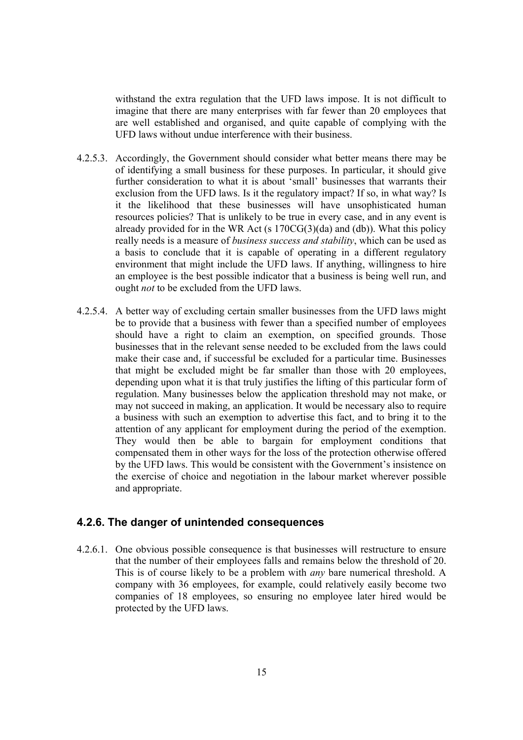withstand the extra regulation that the UFD laws impose. It is not difficult to imagine that there are many enterprises with far fewer than 20 employees that are well established and organised, and quite capable of complying with the UFD laws without undue interference with their business.

4.2.5.3. Accordingly, the Government should consider what better means there may be of identifying a small business for these purposes. In particular, it should give further consideration to what it is about 'small' businesses that warrants their exclusion from the UFD laws. Is it the regulatory impact? If so, in what way? Is it the likelihood that these businesses will have unsophisticated human resources policies? That is unlikely to be true in every case, and in any event is already provided for in the WR Act (s 170CG(3)(da) and (db)). What this policy really needs is a measure of *business success and stability*, which can be used as a basis to conclude that it is capable of operating in a different regulatory environment that might include the UFD laws. If anything, willingness to hire an employee is the best possible indicator that a business is being well run, and ought *not* to be excluded from the UFD laws.

4.2.5.4. A better way of excluding certain smaller businesses from the UFD laws might be to provide that a business with fewer than a specified number of employees should have a right to claim an exemption, on specified grounds. Those businesses that in the relevant sense needed to be excluded from the laws could make their case and, if successful be excluded for a particular time. Businesses that might be excluded might be far smaller than those with 20 employees, depending upon what it is that truly justifies the lifting of this particular form of regulation. Many businesses below the application threshold may not make, or may not succeed in making, an application. It would be necessary also to require a business with such an exemption to advertise this fact, and to bring it to the attention of any applicant for employment during the period of the exemption. They would then be able to bargain for employment conditions that compensated them in other ways for the loss of the protection otherwise offered by the UFD laws. This would be consistent with the Government's insistence on the exercise of choice and negotiation in the labour market wherever possible and appropriate.

### 4.2.6. The danger of unintended consequences

4.2.6.1. One obvious possible consequence is that businesses will restructure to ensure that the number of their employees falls and remains below the threshold of 20. This is of course likely to be a problem with *any* bare numerical threshold. A company with 36 employees, for example, could relatively easily become two companies of 18 employees, so ensuring no employee later hired would be protected by the UFD laws.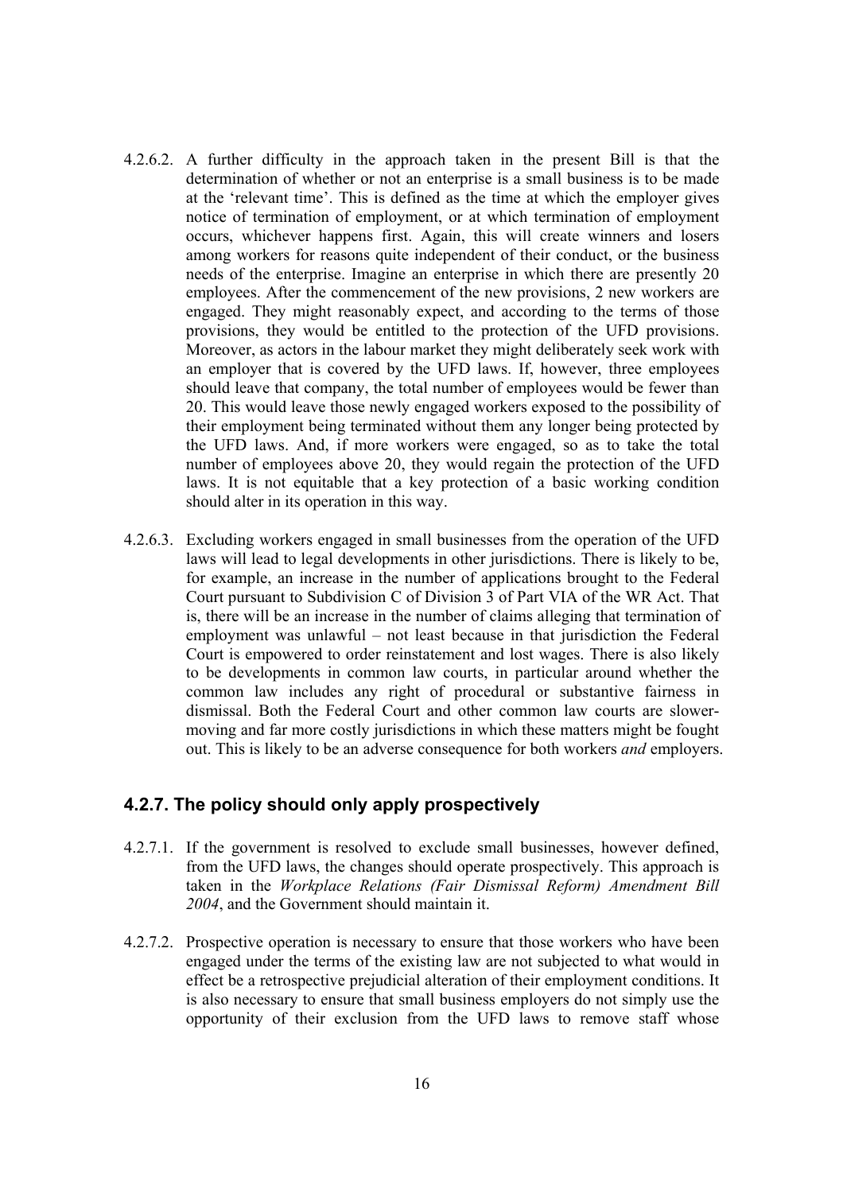4.2.6.2. A further difficulty in the approach taken in the present Bill is that the determination of whether or not an enterprise is a small business is to be made at the 'relevant time'. This is defined as the time at which the employer gives notice of termination of employment, or at which termination of employment occurs, whichever happens first. Again, this will create winners and losers among workers for reasons quite independent of their conduct, or the business needs of the enterprise. Imagine an enterprise in which there are presently 20 employees. After the commencement of the new provisions, 2 new workers are engaged. They might reasonably expect, and according to the terms of those provisions, they would be entitled to the protection of the UFD provisions. Moreover, as actors in the labour market they might deliberately seek work with an employer that is covered by the UFD laws. If, however, three employees should leave that company, the total number of employees would be fewer than 20. This would leave those newly engaged workers exposed to the possibility of their employment being terminated without them any longer being protected by the UFD laws. And, if more workers were engaged, so as to take the total number of employees above 20, they would regain the protection of the UFD laws. It is not equitable that a key protection of a basic working condition should alter in its operation in this way.

4.2.6.3. Excluding workers engaged in small businesses from the operation of the UFD laws will lead to legal developments in other jurisdictions. There is likely to be, for example, an increase in the number of applications brought to the Federal Court pursuant to Subdivision C of Division 3 of Part VIA of the WR Act. That is, there will be an increase in the number of claims alleging that termination of employment was unlawful – not least because in that jurisdiction the Federal Court is empowered to order reinstatement and lost wages. There is also likely to be developments in common law courts, in particular around whether the common law includes any right of procedural or substantive fairness in dismissal. Both the Federal Court and other common law courts are slower-moving and far more costly jurisdictions in which these matters might be fought out. This is likely to be an adverse consequence for both workers *and* employers.

### 4.2.7. The policy should only apply prospectively

4.2.7.1. If the government is resolved to exclude small businesses, however defined, from the UFD laws, the changes should operate prospectively. This approach is taken in the *Workplace Relations (Fair Dismissal Reform) Amendment Bill 2004*, and the Government should maintain it.

4.2.7.2. Prospective operation is necessary to ensure that those workers who have been engaged under the terms of the existing law are not subjected to what would in effect be a retrospective prejudicial alteration of their employment conditions. It is also necessary to ensure that small business employers do not simply use the opportunity of their exclusion from the UFD laws to remove staff whose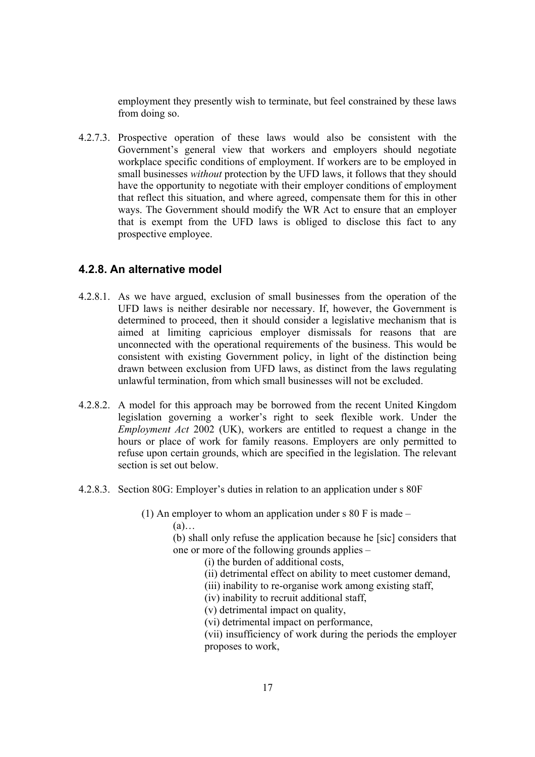employment they presently wish to terminate, but feel constrained by these laws from doing so.

4.2.7.3. Prospective operation of these laws would also be consistent with the Government's general view that workers and employers should negotiate workplace specific conditions of employment. If workers are to be employed in small businesses *without* protection by the UFD laws, it follows that they should have the opportunity to negotiate with their employer conditions of employment that reflect this situation, and where agreed, compensate them for this in other ways. The Government should modify the WR Act to ensure that an employer that is exempt from the UFD laws is obliged to disclose this fact to any prospective employee.

### 4.2.8. An alternative model

4.2.8.1. As we have argued, exclusion of small businesses from the operation of the UFD laws is neither desirable nor necessary. If, however, the Government is determined to proceed, then it should consider a legislative mechanism that is aimed at limiting capricious employer dismissals for reasons that are unconnected with the operational requirements of the business. This would be consistent with existing Government policy, in light of the distinction being drawn between exclusion from UFD laws, as distinct from the laws regulating unlawful termination, from which small businesses will not be excluded.

4.2.8.2. A model for this approach may be borrowed from the recent United Kingdom legislation governing a worker's right to seek flexible work. Under the *Employment Act* 2002 (UK), workers are entitled to request a change in the hours or place of work for family reasons. Employers are only permitted to refuse upon certain grounds, which are specified in the legislation. The relevant section is set out below.

4.2.8.3. Section 80G: Employer's duties in relation to an application under s 80F

> (1) An employer to whom an application under s 80 F is made –
>
> (a)…
>
> (b) shall only refuse the application because he [sic] considers that one or more of the following grounds applies –
>
> (i) the burden of additional costs,
>
> (ii) detrimental effect on ability to meet customer demand,
>
> (iii) inability to re-organise work among existing staff,
>
> (iv) inability to recruit additional staff,
>
> (v) detrimental impact on quality,
>
> (vi) detrimental impact on performance,
>
> (vii) insufficiency of work during the periods the employer proposes to work,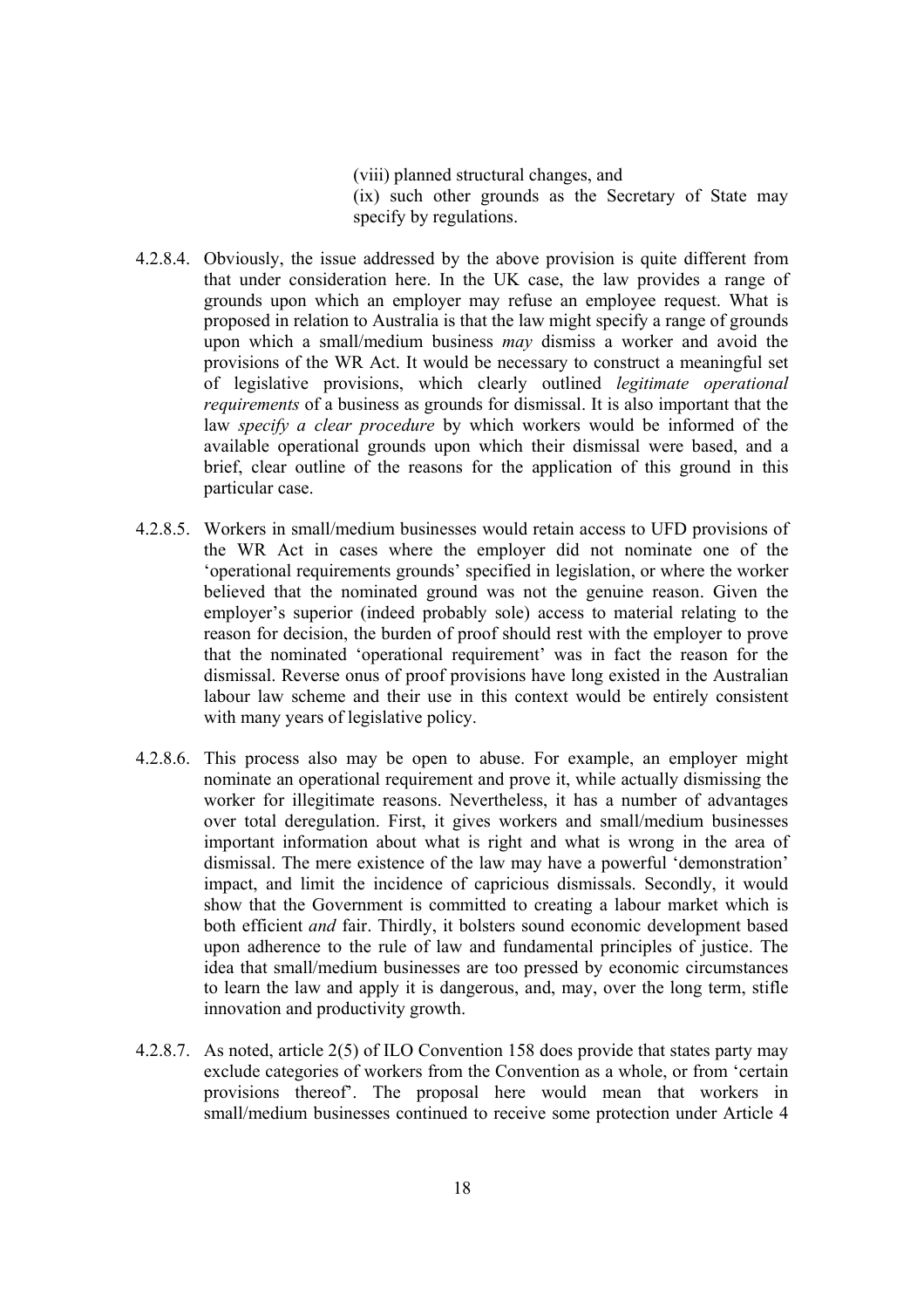(viii) planned structural changes, and

(ix) such other grounds as the Secretary of State may specify by regulations.

4.2.8.4. Obviously, the issue addressed by the above provision is quite different from that under consideration here. In the UK case, the law provides a range of grounds upon which an employer may refuse an employee request. What is proposed in relation to Australia is that the law might specify a range of grounds upon which a small/medium business *may* dismiss a worker and avoid the provisions of the WR Act. It would be necessary to construct a meaningful set of legislative provisions, which clearly outlined *legitimate operational requirements* of a business as grounds for dismissal. It is also important that the law *specify a clear procedure* by which workers would be informed of the available operational grounds upon which their dismissal were based, and a brief, clear outline of the reasons for the application of this ground in this particular case.

4.2.8.5. Workers in small/medium businesses would retain access to UFD provisions of the WR Act in cases where the employer did not nominate one of the 'operational requirements grounds' specified in legislation, or where the worker believed that the nominated ground was not the genuine reason. Given the employer's superior (indeed probably sole) access to material relating to the reason for decision, the burden of proof should rest with the employer to prove that the nominated 'operational requirement' was in fact the reason for the dismissal. Reverse onus of proof provisions have long existed in the Australian labour law scheme and their use in this context would be entirely consistent with many years of legislative policy.

4.2.8.6. This process also may be open to abuse. For example, an employer might nominate an operational requirement and prove it, while actually dismissing the worker for illegitimate reasons. Nevertheless, it has a number of advantages over total deregulation. First, it gives workers and small/medium businesses important information about what is right and what is wrong in the area of dismissal. The mere existence of the law may have a powerful 'demonstration' impact, and limit the incidence of capricious dismissals. Secondly, it would show that the Government is committed to creating a labour market which is both efficient *and* fair. Thirdly, it bolsters sound economic development based upon adherence to the rule of law and fundamental principles of justice. The idea that small/medium businesses are too pressed by economic circumstances to learn the law and apply it is dangerous, and, may, over the long term, stifle innovation and productivity growth.

4.2.8.7. As noted, article 2(5) of ILO Convention 158 does provide that states party may exclude categories of workers from the Convention as a whole, or from 'certain provisions thereof'. The proposal here would mean that workers in small/medium businesses continued to receive some protection under Article 4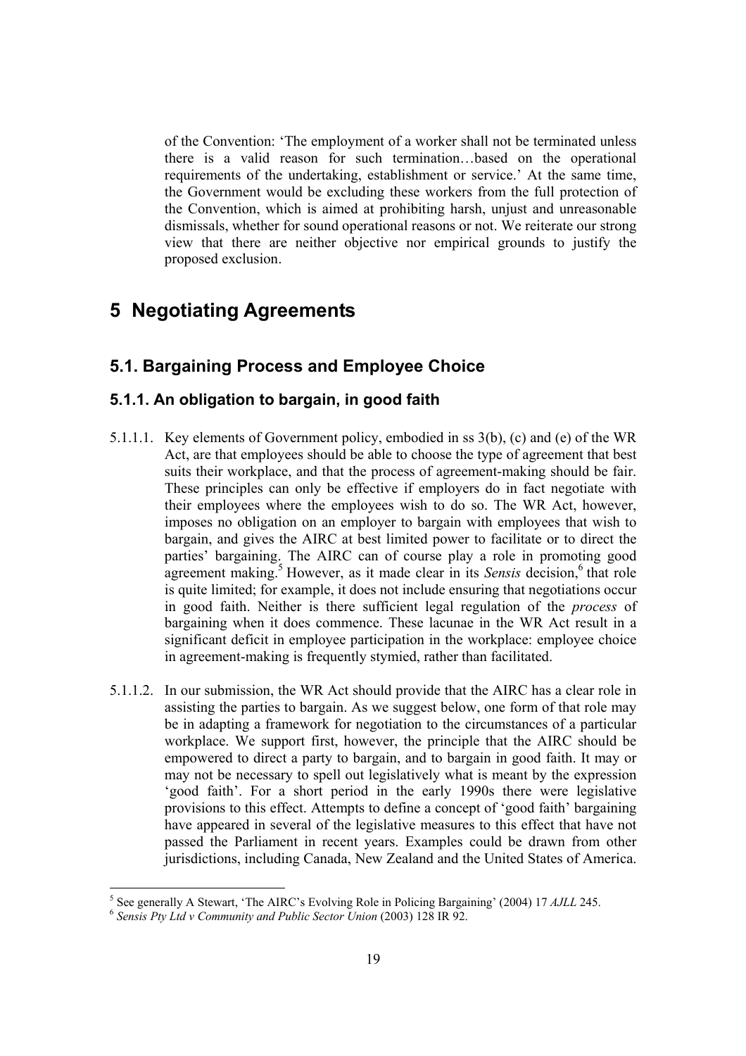of the Convention: 'The employment of a worker shall not be terminated unless there is a valid reason for such termination…based on the operational requirements of the undertaking, establishment or service.' At the same time, the Government would be excluding these workers from the full protection of the Convention, which is aimed at prohibiting harsh, unjust and unreasonable dismissals, whether for sound operational reasons or not. We reiterate our strong view that there are neither objective nor empirical grounds to justify the proposed exclusion.

# 5 Negotiating Agreements

## 5.1. Bargaining Process and Employee Choice

### 5.1.1. An obligation to bargain, in good faith

5.1.1.1. Key elements of Government policy, embodied in ss 3(b), (c) and (e) of the WR Act, are that employees should be able to choose the type of agreement that best suits their workplace, and that the process of agreement-making should be fair. These principles can only be effective if employers do in fact negotiate with their employees where the employees wish to do so. The WR Act, however, imposes no obligation on an employer to bargain with employees that wish to bargain, and gives the AIRC at best limited power to facilitate or to direct the parties' bargaining. The AIRC can of course play a role in promoting good agreement making.[5] However, as it made clear in its *Sensis* decision,[6] that role is quite limited; for example, it does not include ensuring that negotiations occur in good faith. Neither is there sufficient legal regulation of the *process* of bargaining when it does commence. These lacunae in the WR Act result in a significant deficit in employee participation in the workplace: employee choice in agreement-making is frequently stymied, rather than facilitated.

5.1.1.2. In our submission, the WR Act should provide that the AIRC has a clear role in assisting the parties to bargain. As we suggest below, one form of that role may be in adapting a framework for negotiation to the circumstances of a particular workplace. We support first, however, the principle that the AIRC should be empowered to direct a party to bargain, and to bargain in good faith. It may or may not be necessary to spell out legislatively what is meant by the expression 'good faith'. For a short period in the early 1990s there were legislative provisions to this effect. Attempts to define a concept of 'good faith' bargaining have appeared in several of the legislative measures to this effect that have not passed the Parliament in recent years. Examples could be drawn from other jurisdictions, including Canada, New Zealand and the United States of America.

---

[5] See generally A Stewart, 'The AIRC's Evolving Role in Policing Bargaining' (2004) 17 *AJLL* 245.

[6] *Sensis Pty Ltd v Community and Public Sector Union* (2003) 128 IR 92.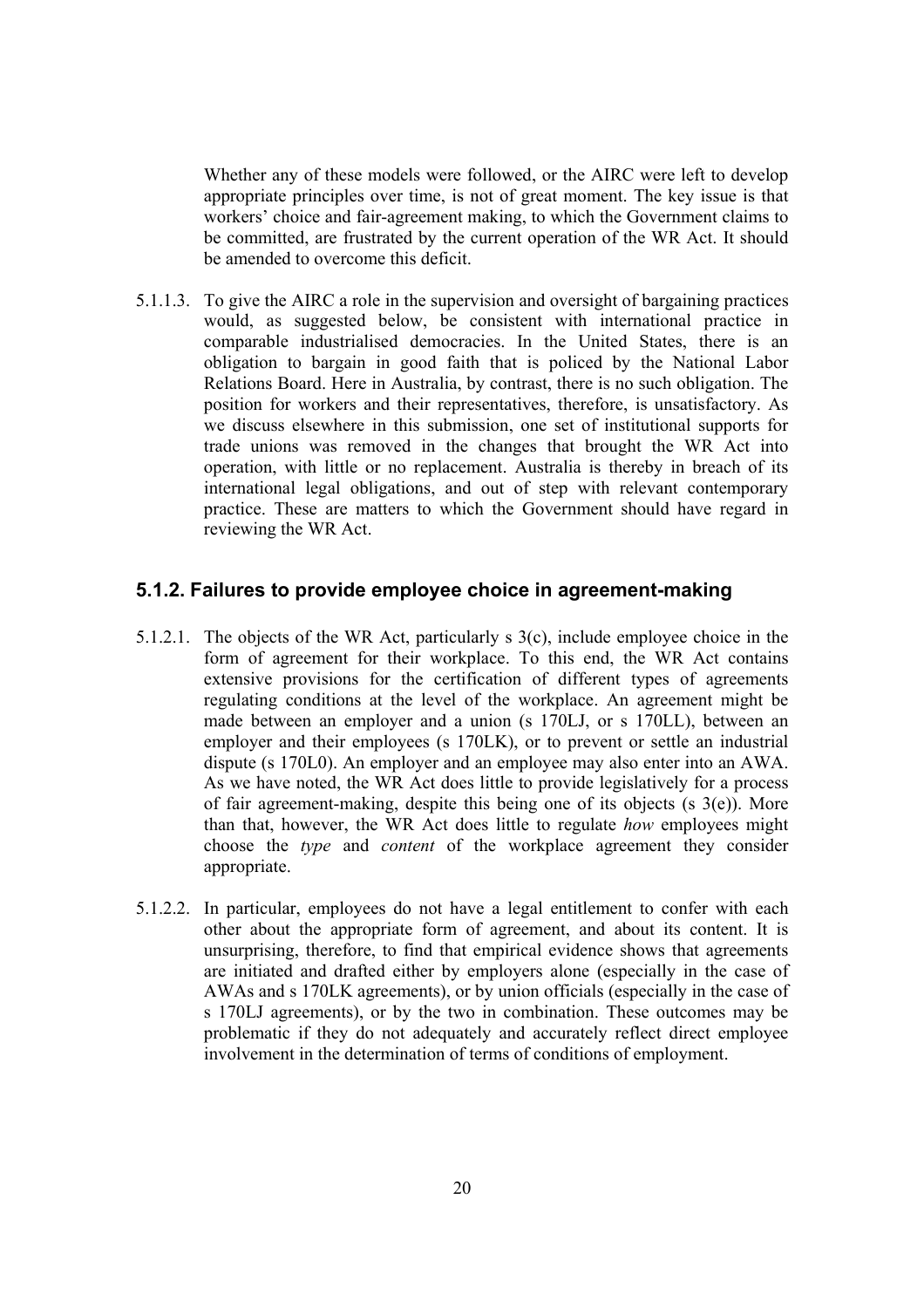Whether any of these models were followed, or the AIRC were left to develop appropriate principles over time, is not of great moment. The key issue is that workers' choice and fair-agreement making, to which the Government claims to be committed, are frustrated by the current operation of the WR Act. It should be amended to overcome this deficit.

5.1.1.3. To give the AIRC a role in the supervision and oversight of bargaining practices would, as suggested below, be consistent with international practice in comparable industrialised democracies. In the United States, there is an obligation to bargain in good faith that is policed by the National Labor Relations Board. Here in Australia, by contrast, there is no such obligation. The position for workers and their representatives, therefore, is unsatisfactory. As we discuss elsewhere in this submission, one set of institutional supports for trade unions was removed in the changes that brought the WR Act into operation, with little or no replacement. Australia is thereby in breach of its international legal obligations, and out of step with relevant contemporary practice. These are matters to which the Government should have regard in reviewing the WR Act.

### 5.1.2. Failures to provide employee choice in agreement-making

5.1.2.1. The objects of the WR Act, particularly s 3(c), include employee choice in the form of agreement for their workplace. To this end, the WR Act contains extensive provisions for the certification of different types of agreements regulating conditions at the level of the workplace. An agreement might be made between an employer and a union (s 170LJ, or s 170LL), between an employer and their employees (s 170LK), or to prevent or settle an industrial dispute (s 170L0). An employer and an employee may also enter into an AWA. As we have noted, the WR Act does little to provide legislatively for a process of fair agreement-making, despite this being one of its objects (s 3(e)). More than that, however, the WR Act does little to regulate *how* employees might choose the *type* and *content* of the workplace agreement they consider appropriate.

5.1.2.2. In particular, employees do not have a legal entitlement to confer with each other about the appropriate form of agreement, and about its content. It is unsurprising, therefore, to find that empirical evidence shows that agreements are initiated and drafted either by employers alone (especially in the case of AWAs and s 170LK agreements), or by union officials (especially in the case of s 170LJ agreements), or by the two in combination. These outcomes may be problematic if they do not adequately and accurately reflect direct employee involvement in the determination of terms of conditions of employment.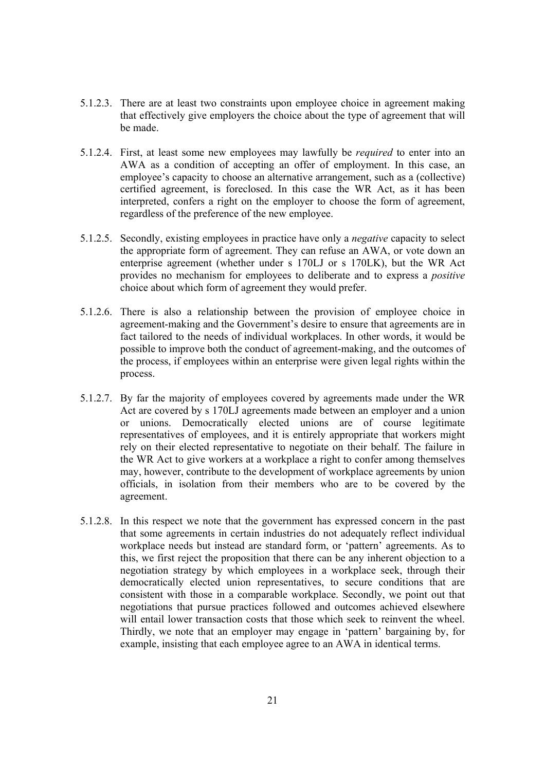5.1.2.3. There are at least two constraints upon employee choice in agreement making that effectively give employers the choice about the type of agreement that will be made.

5.1.2.4. First, at least some new employees may lawfully be *required* to enter into an AWA as a condition of accepting an offer of employment. In this case, an employee's capacity to choose an alternative arrangement, such as a (collective) certified agreement, is foreclosed. In this case the WR Act, as it has been interpreted, confers a right on the employer to choose the form of agreement, regardless of the preference of the new employee.

5.1.2.5. Secondly, existing employees in practice have only a *negative* capacity to select the appropriate form of agreement. They can refuse an AWA, or vote down an enterprise agreement (whether under s 170LJ or s 170LK), but the WR Act provides no mechanism for employees to deliberate and to express a *positive* choice about which form of agreement they would prefer.

5.1.2.6. There is also a relationship between the provision of employee choice in agreement-making and the Government's desire to ensure that agreements are in fact tailored to the needs of individual workplaces. In other words, it would be possible to improve both the conduct of agreement-making, and the outcomes of the process, if employees within an enterprise were given legal rights within the process.

5.1.2.7. By far the majority of employees covered by agreements made under the WR Act are covered by s 170LJ agreements made between an employer and a union or unions. Democratically elected unions are of course legitimate representatives of employees, and it is entirely appropriate that workers might rely on their elected representative to negotiate on their behalf. The failure in the WR Act to give workers at a workplace a right to confer among themselves may, however, contribute to the development of workplace agreements by union officials, in isolation from their members who are to be covered by the agreement.

5.1.2.8. In this respect we note that the government has expressed concern in the past that some agreements in certain industries do not adequately reflect individual workplace needs but instead are standard form, or 'pattern' agreements. As to this, we first reject the proposition that there can be any inherent objection to a negotiation strategy by which employees in a workplace seek, through their democratically elected union representatives, to secure conditions that are consistent with those in a comparable workplace. Secondly, we point out that negotiations that pursue practices followed and outcomes achieved elsewhere will entail lower transaction costs that those which seek to reinvent the wheel. Thirdly, we note that an employer may engage in 'pattern' bargaining by, for example, insisting that each employee agree to an AWA in identical terms.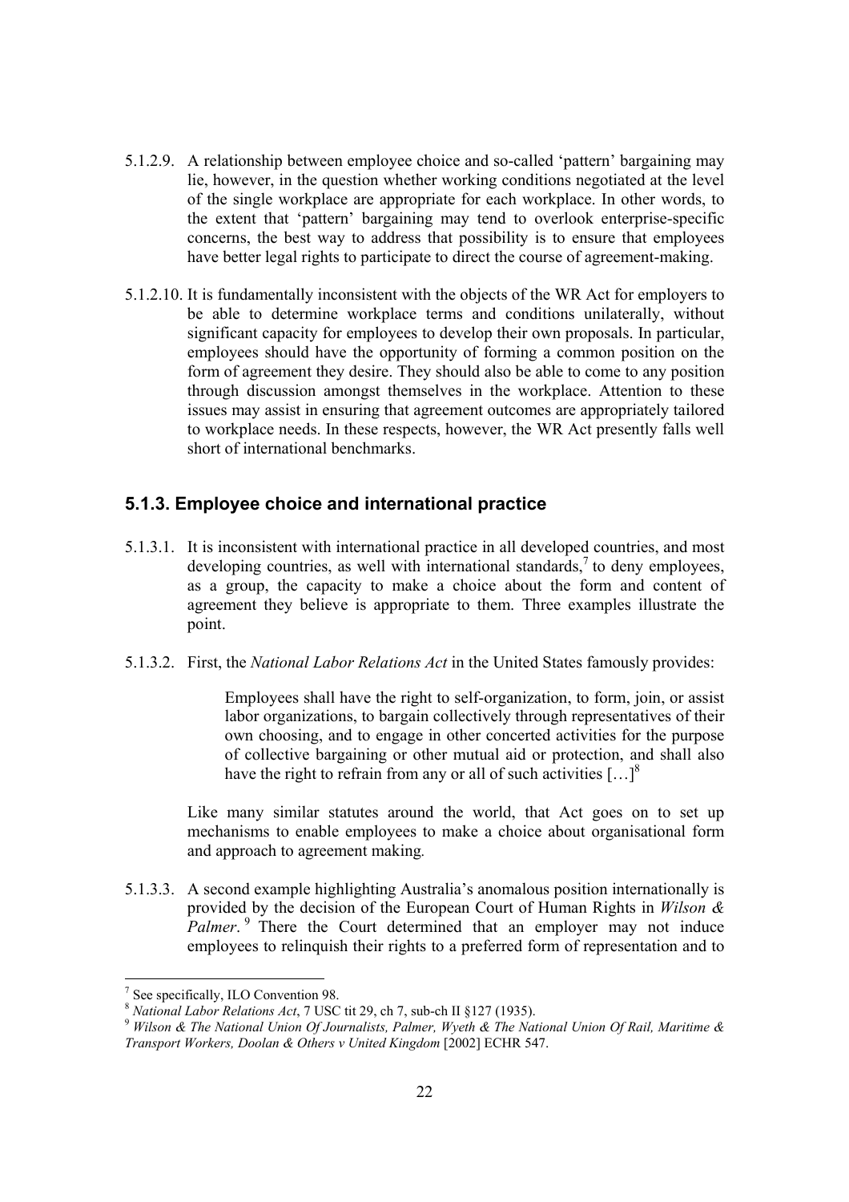5.1.2.9. A relationship between employee choice and so-called 'pattern' bargaining may lie, however, in the question whether working conditions negotiated at the level of the single workplace are appropriate for each workplace. In other words, to the extent that 'pattern' bargaining may tend to overlook enterprise-specific concerns, the best way to address that possibility is to ensure that employees have better legal rights to participate to direct the course of agreement-making.

5.1.2.10. It is fundamentally inconsistent with the objects of the WR Act for employers to be able to determine workplace terms and conditions unilaterally, without significant capacity for employees to develop their own proposals. In particular, employees should have the opportunity of forming a common position on the form of agreement they desire. They should also be able to come to any position through discussion amongst themselves in the workplace. Attention to these issues may assist in ensuring that agreement outcomes are appropriately tailored to workplace needs. In these respects, however, the WR Act presently falls well short of international benchmarks.

### 5.1.3. Employee choice and international practice

5.1.3.1. It is inconsistent with international practice in all developed countries, and most developing countries, as well with international standards,[7] to deny employees, as a group, the capacity to make a choice about the form and content of agreement they believe is appropriate to them. Three examples illustrate the point.

5.1.3.2. First, the *National Labor Relations Act* in the United States famously provides:

> Employees shall have the right to self-organization, to form, join, or assist labor organizations, to bargain collectively through representatives of their own choosing, and to engage in other concerted activities for the purpose of collective bargaining or other mutual aid or protection, and shall also have the right to refrain from any or all of such activities […][8]

Like many similar statutes around the world, that Act goes on to set up mechanisms to enable employees to make a choice about organisational form and approach to agreement making.

5.1.3.3. A second example highlighting Australia's anomalous position internationally is provided by the decision of the European Court of Human Rights in *Wilson & Palmer*.[9] There the Court determined that an employer may not induce employees to relinquish their rights to a preferred form of representation and to

---

[7] See specifically, ILO Convention 98.

[8] *National Labor Relations Act*, 7 USC tit 29, ch 7, sub-ch II §127 (1935).

[9] *Wilson & The National Union Of Journalists, Palmer, Wyeth & The National Union Of Rail, Maritime & Transport Workers, Doolan & Others v United Kingdom* [2002] ECHR 547.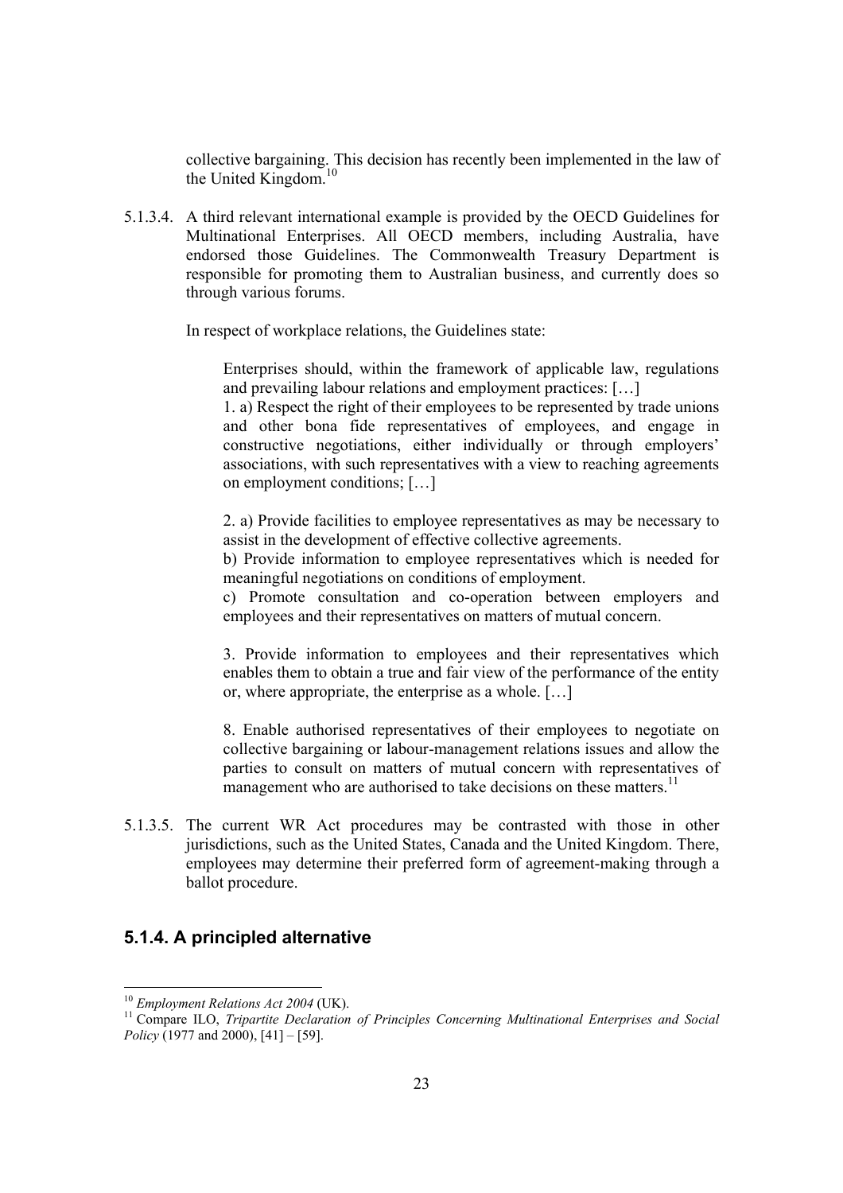collective bargaining. This decision has recently been implemented in the law of the United Kingdom.[10]

5.1.3.4. A third relevant international example is provided by the OECD Guidelines for Multinational Enterprises. All OECD members, including Australia, have endorsed those Guidelines. The Commonwealth Treasury Department is responsible for promoting them to Australian business, and currently does so through various forums.

In respect of workplace relations, the Guidelines state:

> Enterprises should, within the framework of applicable law, regulations and prevailing labour relations and employment practices: […]
> 1. a) Respect the right of their employees to be represented by trade unions and other bona fide representatives of employees, and engage in constructive negotiations, either individually or through employers' associations, with such representatives with a view to reaching agreements on employment conditions; […]
>
> 2. a) Provide facilities to employee representatives as may be necessary to assist in the development of effective collective agreements.
> b) Provide information to employee representatives which is needed for meaningful negotiations on conditions of employment.
> c) Promote consultation and co-operation between employers and employees and their representatives on matters of mutual concern.
>
> 3. Provide information to employees and their representatives which enables them to obtain a true and fair view of the performance of the entity or, where appropriate, the enterprise as a whole. […]
>
> 8. Enable authorised representatives of their employees to negotiate on collective bargaining or labour-management relations issues and allow the parties to consult on matters of mutual concern with representatives of management who are authorised to take decisions on these matters.[11]

5.1.3.5. The current WR Act procedures may be contrasted with those in other jurisdictions, such as the United States, Canada and the United Kingdom. There, employees may determine their preferred form of agreement-making through a ballot procedure.

## 5.1.4. A principled alternative

---

[10] *Employment Relations Act 2004* (UK).

[11] Compare ILO, *Tripartite Declaration of Principles Concerning Multinational Enterprises and Social Policy* (1977 and 2000), [41] – [59].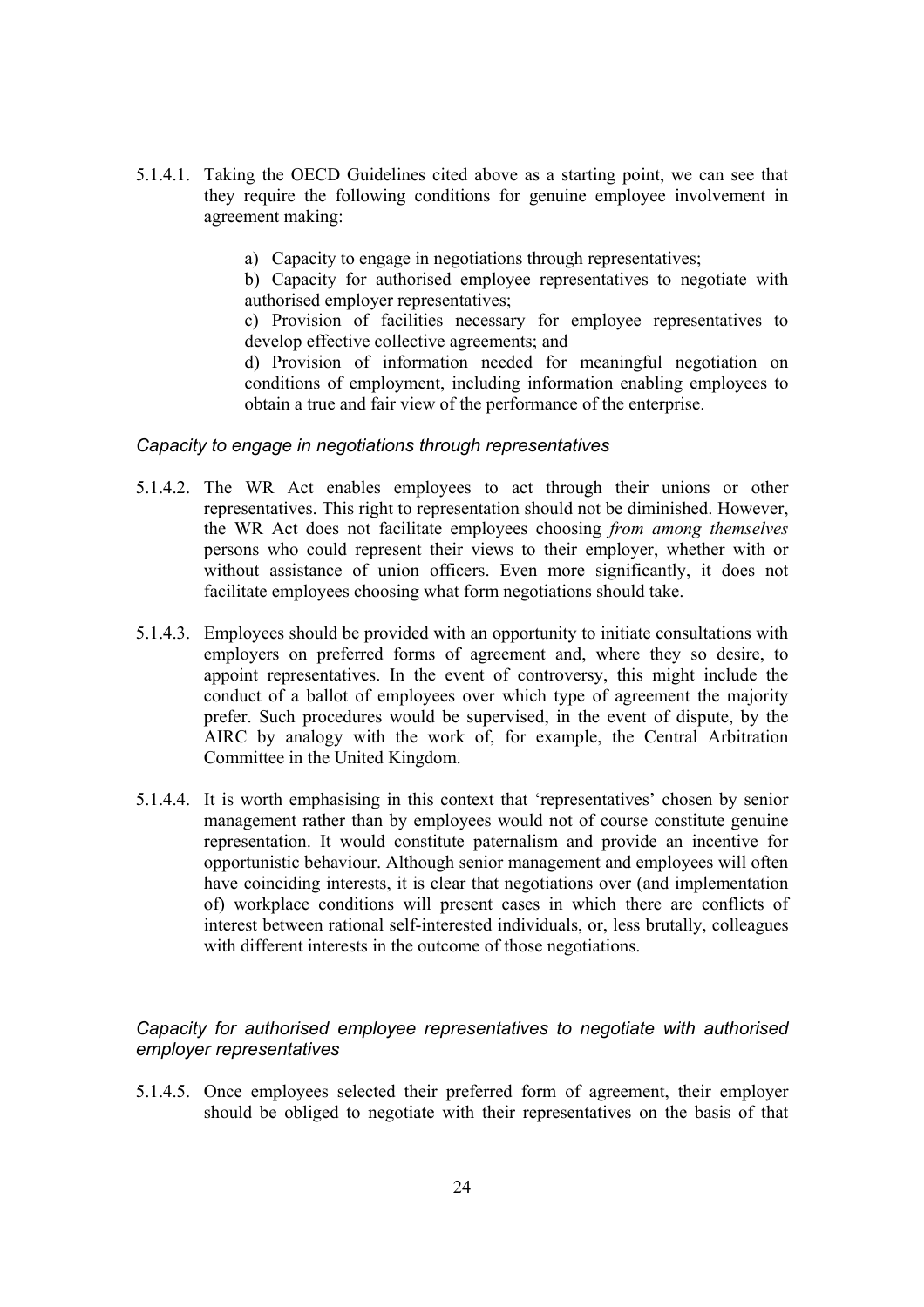5.1.4.1. Taking the OECD Guidelines cited above as a starting point, we can see that they require the following conditions for genuine employee involvement in agreement making:

a) Capacity to engage in negotiations through representatives;

b) Capacity for authorised employee representatives to negotiate with authorised employer representatives;

c) Provision of facilities necessary for employee representatives to develop effective collective agreements; and

d) Provision of information needed for meaningful negotiation on conditions of employment, including information enabling employees to obtain a true and fair view of the performance of the enterprise.

*Capacity to engage in negotiations through representatives*

5.1.4.2. The WR Act enables employees to act through their unions or other representatives. This right to representation should not be diminished. However, the WR Act does not facilitate employees choosing *from among themselves* persons who could represent their views to their employer, whether with or without assistance of union officers. Even more significantly, it does not facilitate employees choosing what form negotiations should take.

5.1.4.3. Employees should be provided with an opportunity to initiate consultations with employers on preferred forms of agreement and, where they so desire, to appoint representatives. In the event of controversy, this might include the conduct of a ballot of employees over which type of agreement the majority prefer. Such procedures would be supervised, in the event of dispute, by the AIRC by analogy with the work of, for example, the Central Arbitration Committee in the United Kingdom.

5.1.4.4. It is worth emphasising in this context that 'representatives' chosen by senior management rather than by employees would not of course constitute genuine representation. It would constitute paternalism and provide an incentive for opportunistic behaviour. Although senior management and employees will often have coinciding interests, it is clear that negotiations over (and implementation of) workplace conditions will present cases in which there are conflicts of interest between rational self-interested individuals, or, less brutally, colleagues with different interests in the outcome of those negotiations.

*Capacity for authorised employee representatives to negotiate with authorised employer representatives*

5.1.4.5. Once employees selected their preferred form of agreement, their employer should be obliged to negotiate with their representatives on the basis of that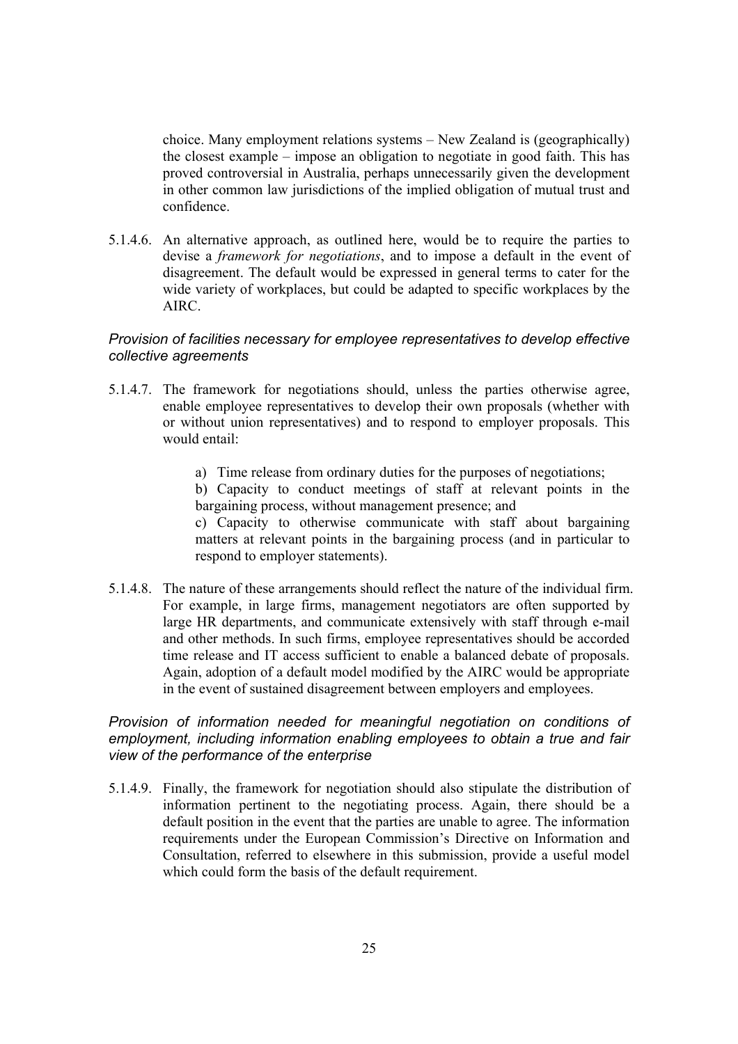choice. Many employment relations systems – New Zealand is (geographically) the closest example – impose an obligation to negotiate in good faith. This has proved controversial in Australia, perhaps unnecessarily given the development in other common law jurisdictions of the implied obligation of mutual trust and confidence.

5.1.4.6. An alternative approach, as outlined here, would be to require the parties to devise a *framework for negotiations*, and to impose a default in the event of disagreement. The default would be expressed in general terms to cater for the wide variety of workplaces, but could be adapted to specific workplaces by the AIRC.

*Provision of facilities necessary for employee representatives to develop effective collective agreements*

5.1.4.7. The framework for negotiations should, unless the parties otherwise agree, enable employee representatives to develop their own proposals (whether with or without union representatives) and to respond to employer proposals. This would entail:

a) Time release from ordinary duties for the purposes of negotiations;

b) Capacity to conduct meetings of staff at relevant points in the bargaining process, without management presence; and

c) Capacity to otherwise communicate with staff about bargaining matters at relevant points in the bargaining process (and in particular to respond to employer statements).

5.1.4.8. The nature of these arrangements should reflect the nature of the individual firm. For example, in large firms, management negotiators are often supported by large HR departments, and communicate extensively with staff through e-mail and other methods. In such firms, employee representatives should be accorded time release and IT access sufficient to enable a balanced debate of proposals. Again, adoption of a default model modified by the AIRC would be appropriate in the event of sustained disagreement between employers and employees.

*Provision of information needed for meaningful negotiation on conditions of employment, including information enabling employees to obtain a true and fair view of the performance of the enterprise*

5.1.4.9. Finally, the framework for negotiation should also stipulate the distribution of information pertinent to the negotiating process. Again, there should be a default position in the event that the parties are unable to agree. The information requirements under the European Commission's Directive on Information and Consultation, referred to elsewhere in this submission, provide a useful model which could form the basis of the default requirement.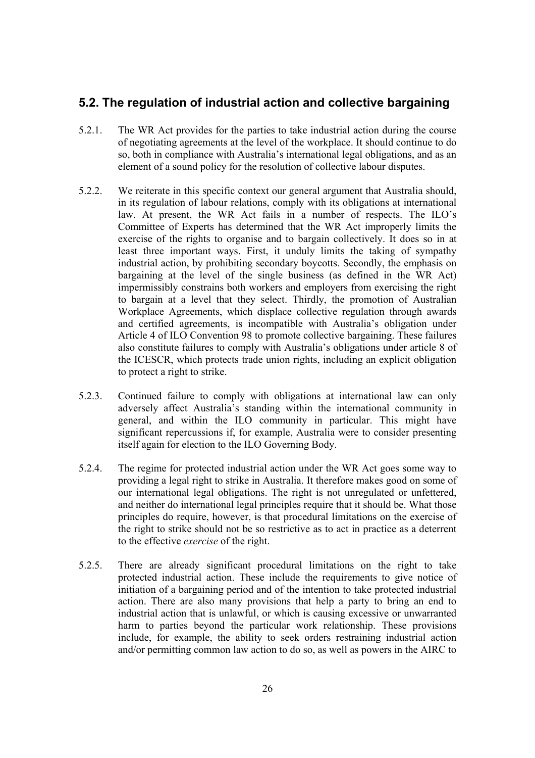## 5.2. The regulation of industrial action and collective bargaining

5.2.1. The WR Act provides for the parties to take industrial action during the course of negotiating agreements at the level of the workplace. It should continue to do so, both in compliance with Australia's international legal obligations, and as an element of a sound policy for the resolution of collective labour disputes.

5.2.2. We reiterate in this specific context our general argument that Australia should, in its regulation of labour relations, comply with its obligations at international law. At present, the WR Act fails in a number of respects. The ILO's Committee of Experts has determined that the WR Act improperly limits the exercise of the rights to organise and to bargain collectively. It does so in at least three important ways. First, it unduly limits the taking of sympathy industrial action, by prohibiting secondary boycotts. Secondly, the emphasis on bargaining at the level of the single business (as defined in the WR Act) impermissibly constrains both workers and employers from exercising the right to bargain at a level that they select. Thirdly, the promotion of Australian Workplace Agreements, which displace collective regulation through awards and certified agreements, is incompatible with Australia's obligation under Article 4 of ILO Convention 98 to promote collective bargaining. These failures also constitute failures to comply with Australia's obligations under article 8 of the ICESCR, which protects trade union rights, including an explicit obligation to protect a right to strike.

5.2.3. Continued failure to comply with obligations at international law can only adversely affect Australia's standing within the international community in general, and within the ILO community in particular. This might have significant repercussions if, for example, Australia were to consider presenting itself again for election to the ILO Governing Body.

5.2.4. The regime for protected industrial action under the WR Act goes some way to providing a legal right to strike in Australia. It therefore makes good on some of our international legal obligations. The right is not unregulated or unfettered, and neither do international legal principles require that it should be. What those principles do require, however, is that procedural limitations on the exercise of the right to strike should not be so restrictive as to act in practice as a deterrent to the effective *exercise* of the right.

5.2.5. There are already significant procedural limitations on the right to take protected industrial action. These include the requirements to give notice of initiation of a bargaining period and of the intention to take protected industrial action. There are also many provisions that help a party to bring an end to industrial action that is unlawful, or which is causing excessive or unwarranted harm to parties beyond the particular work relationship. These provisions include, for example, the ability to seek orders restraining industrial action and/or permitting common law action to do so, as well as powers in the AIRC to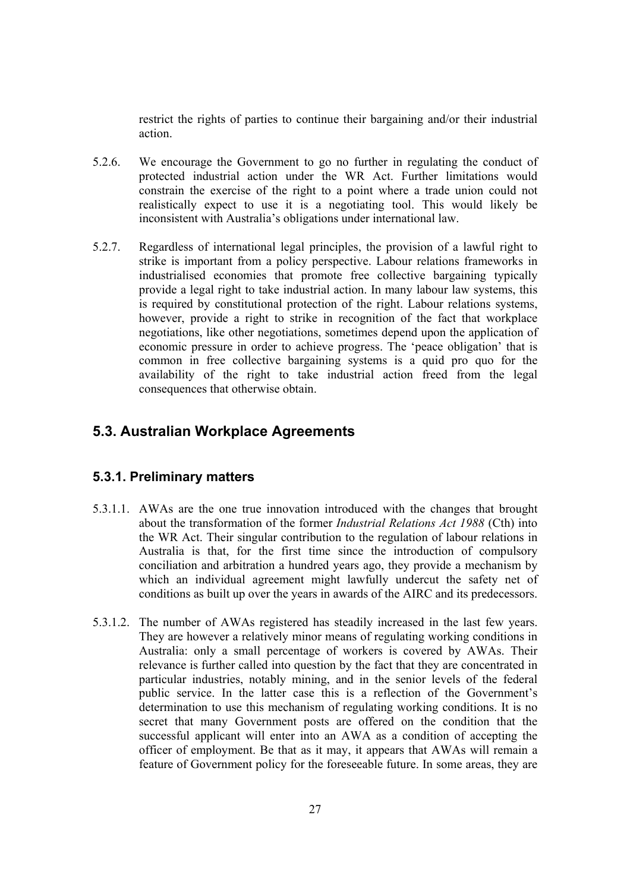restrict the rights of parties to continue their bargaining and/or their industrial action.

5.2.6. We encourage the Government to go no further in regulating the conduct of protected industrial action under the WR Act. Further limitations would constrain the exercise of the right to a point where a trade union could not realistically expect to use it is a negotiating tool. This would likely be inconsistent with Australia's obligations under international law.

5.2.7. Regardless of international legal principles, the provision of a lawful right to strike is important from a policy perspective. Labour relations frameworks in industrialised economies that promote free collective bargaining typically provide a legal right to take industrial action. In many labour law systems, this is required by constitutional protection of the right. Labour relations systems, however, provide a right to strike in recognition of the fact that workplace negotiations, like other negotiations, sometimes depend upon the application of economic pressure in order to achieve progress. The 'peace obligation' that is common in free collective bargaining systems is a quid pro quo for the availability of the right to take industrial action freed from the legal consequences that otherwise obtain.

## 5.3. Australian Workplace Agreements

### 5.3.1. Preliminary matters

5.3.1.1. AWAs are the one true innovation introduced with the changes that brought about the transformation of the former *Industrial Relations Act 1988* (Cth) into the WR Act. Their singular contribution to the regulation of labour relations in Australia is that, for the first time since the introduction of compulsory conciliation and arbitration a hundred years ago, they provide a mechanism by which an individual agreement might lawfully undercut the safety net of conditions as built up over the years in awards of the AIRC and its predecessors.

5.3.1.2. The number of AWAs registered has steadily increased in the last few years. They are however a relatively minor means of regulating working conditions in Australia: only a small percentage of workers is covered by AWAs. Their relevance is further called into question by the fact that they are concentrated in particular industries, notably mining, and in the senior levels of the federal public service. In the latter case this is a reflection of the Government's determination to use this mechanism of regulating working conditions. It is no secret that many Government posts are offered on the condition that the successful applicant will enter into an AWA as a condition of accepting the officer of employment. Be that as it may, it appears that AWAs will remain a feature of Government policy for the foreseeable future. In some areas, they are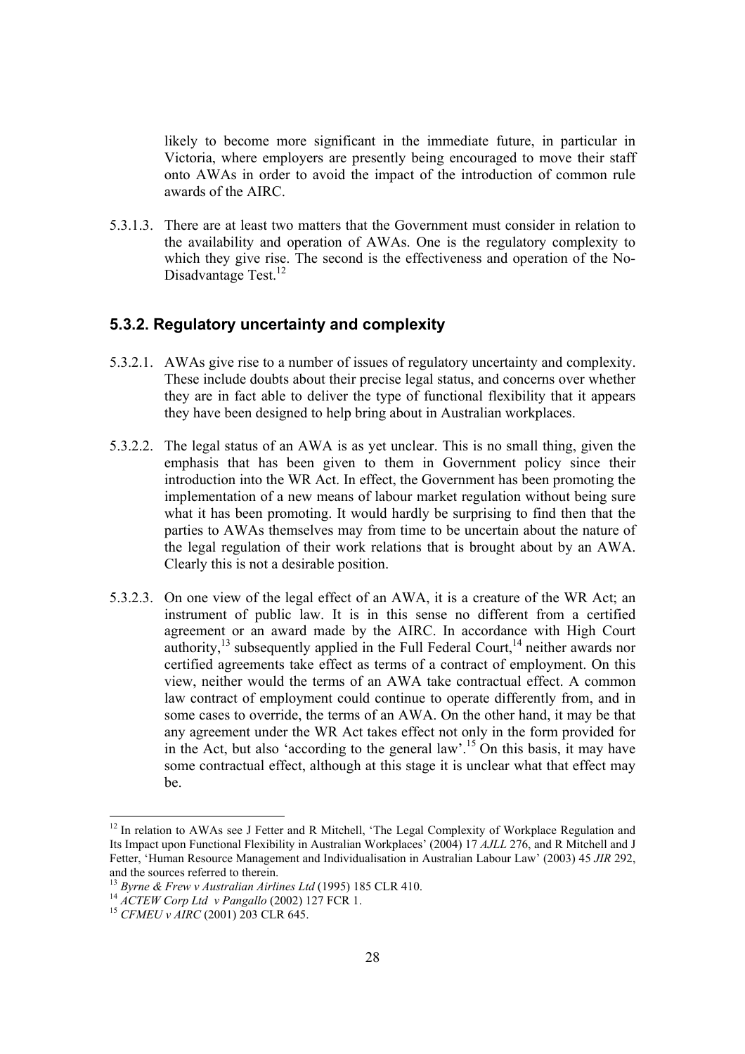likely to become more significant in the immediate future, in particular in Victoria, where employers are presently being encouraged to move their staff onto AWAs in order to avoid the impact of the introduction of common rule awards of the AIRC.

5.3.1.3. There are at least two matters that the Government must consider in relation to the availability and operation of AWAs. One is the regulatory complexity to which they give rise. The second is the effectiveness and operation of the No-Disadvantage Test.[12]

## 5.3.2. Regulatory uncertainty and complexity

5.3.2.1. AWAs give rise to a number of issues of regulatory uncertainty and complexity. These include doubts about their precise legal status, and concerns over whether they are in fact able to deliver the type of functional flexibility that it appears they have been designed to help bring about in Australian workplaces.

5.3.2.2. The legal status of an AWA is as yet unclear. This is no small thing, given the emphasis that has been given to them in Government policy since their introduction into the WR Act. In effect, the Government has been promoting the implementation of a new means of labour market regulation without being sure what it has been promoting. It would hardly be surprising to find then that the parties to AWAs themselves may from time to be uncertain about the nature of the legal regulation of their work relations that is brought about by an AWA. Clearly this is not a desirable position.

5.3.2.3. On one view of the legal effect of an AWA, it is a creature of the WR Act; an instrument of public law. It is in this sense no different from a certified agreement or an award made by the AIRC. In accordance with High Court authority,[13] subsequently applied in the Full Federal Court,[14] neither awards nor certified agreements take effect as terms of a contract of employment. On this view, neither would the terms of an AWA take contractual effect. A common law contract of employment could continue to operate differently from, and in some cases to override, the terms of an AWA. On the other hand, it may be that any agreement under the WR Act takes effect not only in the form provided for in the Act, but also 'according to the general law'.[15] On this basis, it may have some contractual effect, although at this stage it is unclear what that effect may be.

---

[12] In relation to AWAs see J Fetter and R Mitchell, 'The Legal Complexity of Workplace Regulation and Its Impact upon Functional Flexibility in Australian Workplaces' (2004) 17 *AJLL* 276, and R Mitchell and J Fetter, 'Human Resource Management and Individualisation in Australian Labour Law' (2003) 45 *JIR* 292, and the sources referred to therein.

[13] *Byrne & Frew v Australian Airlines Ltd* (1995) 185 CLR 410.

[14] *ACTEW Corp Ltd v Pangallo* (2002) 127 FCR 1.

[15] *CFMEU v AIRC* (2001) 203 CLR 645.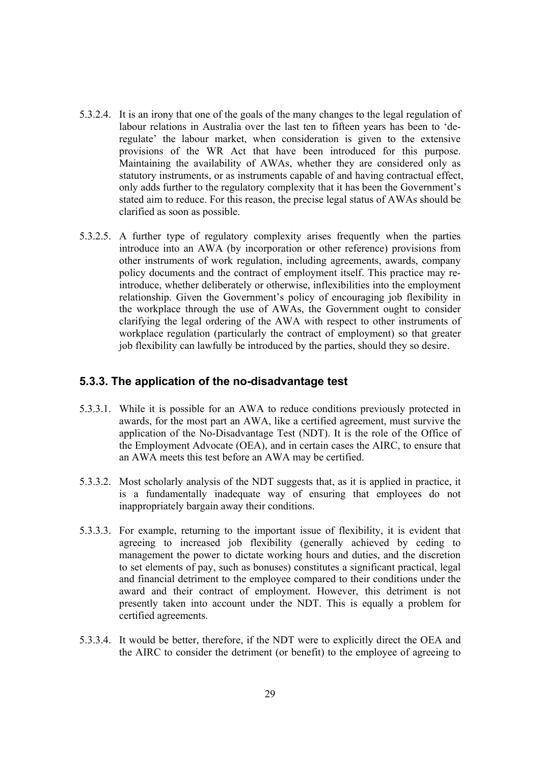5.3.2.4. It is an irony that one of the goals of the many changes to the legal regulation of labour relations in Australia over the last ten to fifteen years has been to 'de-regulate' the labour market, when consideration is given to the extensive provisions of the WR Act that have been introduced for this purpose. Maintaining the availability of AWAs, whether they are considered only as statutory instruments, or as instruments capable of and having contractual effect, only adds further to the regulatory complexity that it has been the Government's stated aim to reduce. For this reason, the precise legal status of AWAs should be clarified as soon as possible.

5.3.2.5. A further type of regulatory complexity arises frequently when the parties introduce into an AWA (by incorporation or other reference) provisions from other instruments of work regulation, including agreements, awards, company policy documents and the contract of employment itself. This practice may re-introduce, whether deliberately or otherwise, inflexibilities into the employment relationship. Given the Government's policy of encouraging job flexibility in the workplace through the use of AWAs, the Government ought to consider clarifying the legal ordering of the AWA with respect to other instruments of workplace regulation (particularly the contract of employment) so that greater job flexibility can lawfully be introduced by the parties, should they so desire.

### 5.3.3. The application of the no-disadvantage test

5.3.3.1. While it is possible for an AWA to reduce conditions previously protected in awards, for the most part an AWA, like a certified agreement, must survive the application of the No-Disadvantage Test (NDT). It is the role of the Office of the Employment Advocate (OEA), and in certain cases the AIRC, to ensure that an AWA meets this test before an AWA may be certified.

5.3.3.2. Most scholarly analysis of the NDT suggests that, as it is applied in practice, it is a fundamentally inadequate way of ensuring that employees do not inappropriately bargain away their conditions.

5.3.3.3. For example, returning to the important issue of flexibility, it is evident that agreeing to increased job flexibility (generally achieved by ceding to management the power to dictate working hours and duties, and the discretion to set elements of pay, such as bonuses) constitutes a significant practical, legal and financial detriment to the employee compared to their conditions under the award and their contract of employment. However, this detriment is not presently taken into account under the NDT. This is equally a problem for certified agreements.

5.3.3.4. It would be better, therefore, if the NDT were to explicitly direct the OEA and the AIRC to consider the detriment (or benefit) to the employee of agreeing to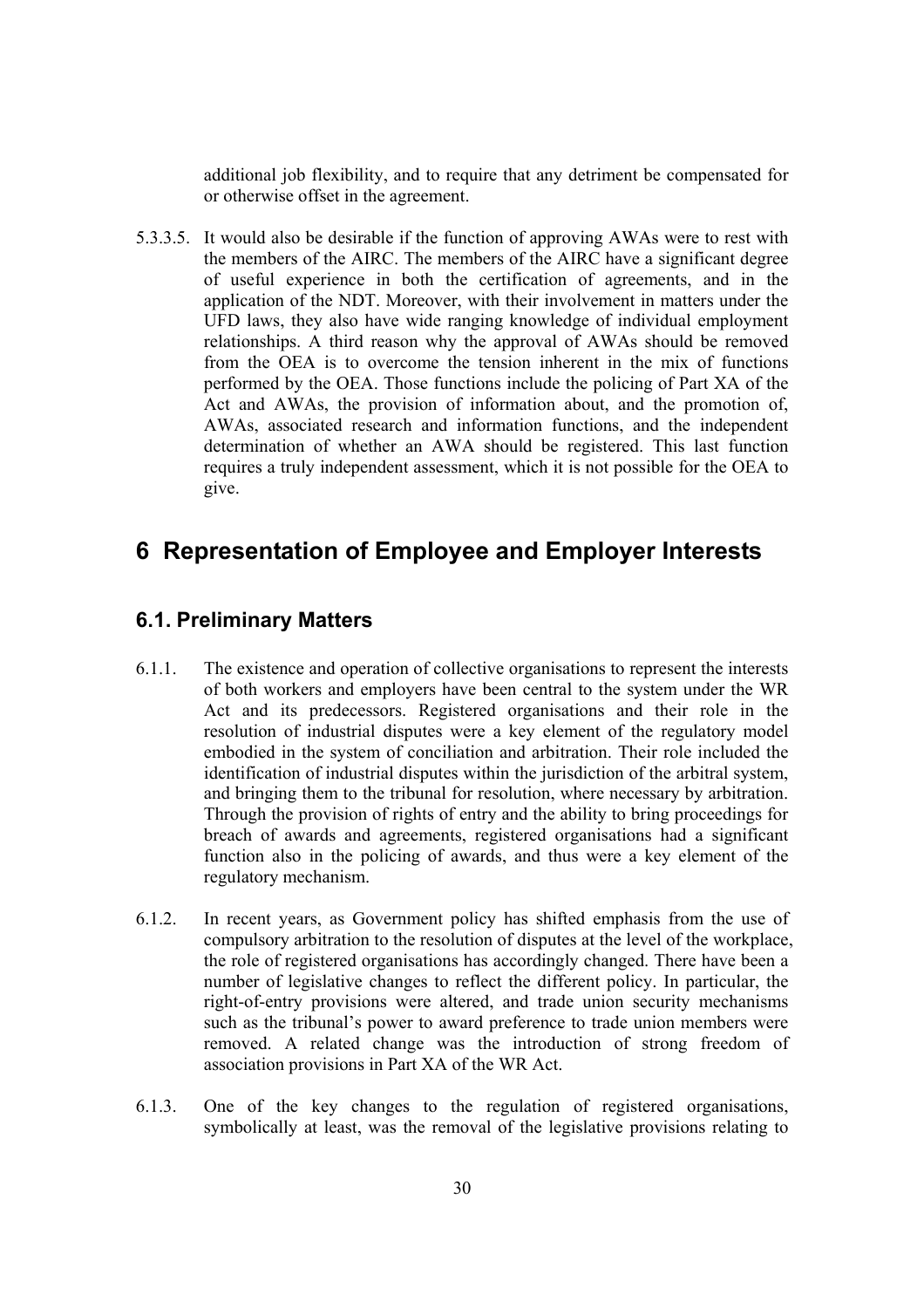additional job flexibility, and to require that any detriment be compensated for or otherwise offset in the agreement.

5.3.3.5. It would also be desirable if the function of approving AWAs were to rest with the members of the AIRC. The members of the AIRC have a significant degree of useful experience in both the certification of agreements, and in the application of the NDT. Moreover, with their involvement in matters under the UFD laws, they also have wide ranging knowledge of individual employment relationships. A third reason why the approval of AWAs should be removed from the OEA is to overcome the tension inherent in the mix of functions performed by the OEA. Those functions include the policing of Part XA of the Act and AWAs, the provision of information about, and the promotion of, AWAs, associated research and information functions, and the independent determination of whether an AWA should be registered. This last function requires a truly independent assessment, which it is not possible for the OEA to give.

# 6 Representation of Employee and Employer Interests

## 6.1. Preliminary Matters

6.1.1. The existence and operation of collective organisations to represent the interests of both workers and employers have been central to the system under the WR Act and its predecessors. Registered organisations and their role in the resolution of industrial disputes were a key element of the regulatory model embodied in the system of conciliation and arbitration. Their role included the identification of industrial disputes within the jurisdiction of the arbitral system, and bringing them to the tribunal for resolution, where necessary by arbitration. Through the provision of rights of entry and the ability to bring proceedings for breach of awards and agreements, registered organisations had a significant function also in the policing of awards, and thus were a key element of the regulatory mechanism.

6.1.2. In recent years, as Government policy has shifted emphasis from the use of compulsory arbitration to the resolution of disputes at the level of the workplace, the role of registered organisations has accordingly changed. There have been a number of legislative changes to reflect the different policy. In particular, the right-of-entry provisions were altered, and trade union security mechanisms such as the tribunal's power to award preference to trade union members were removed. A related change was the introduction of strong freedom of association provisions in Part XA of the WR Act.

6.1.3. One of the key changes to the regulation of registered organisations, symbolically at least, was the removal of the legislative provisions relating to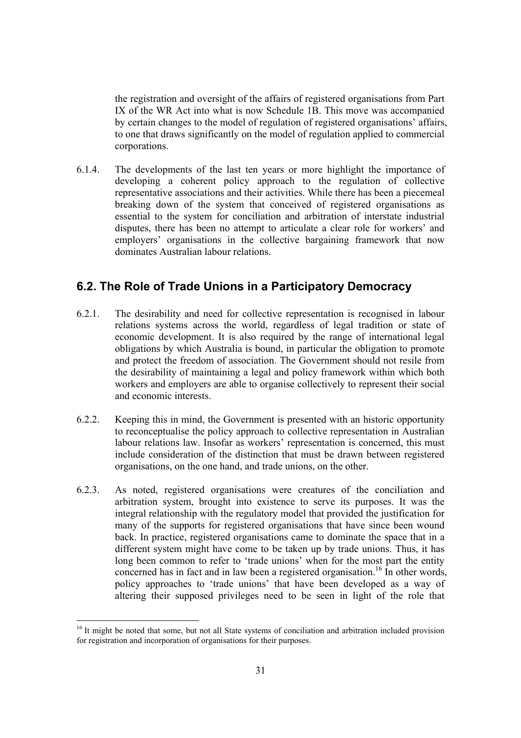the registration and oversight of the affairs of registered organisations from Part IX of the WR Act into what is now Schedule 1B. This move was accompanied by certain changes to the model of regulation of registered organisations' affairs, to one that draws significantly on the model of regulation applied to commercial corporations.

6.1.4. The developments of the last ten years or more highlight the importance of developing a coherent policy approach to the regulation of collective representative associations and their activities. While there has been a piecemeal breaking down of the system that conceived of registered organisations as essential to the system for conciliation and arbitration of interstate industrial disputes, there has been no attempt to articulate a clear role for workers' and employers' organisations in the collective bargaining framework that now dominates Australian labour relations.

## 6.2. The Role of Trade Unions in a Participatory Democracy

6.2.1. The desirability and need for collective representation is recognised in labour relations systems across the world, regardless of legal tradition or state of economic development. It is also required by the range of international legal obligations by which Australia is bound, in particular the obligation to promote and protect the freedom of association. The Government should not resile from the desirability of maintaining a legal and policy framework within which both workers and employers are able to organise collectively to represent their social and economic interests.

6.2.2. Keeping this in mind, the Government is presented with an historic opportunity to reconceptualise the policy approach to collective representation in Australian labour relations law. Insofar as workers' representation is concerned, this must include consideration of the distinction that must be drawn between registered organisations, on the one hand, and trade unions, on the other.

6.2.3. As noted, registered organisations were creatures of the conciliation and arbitration system, brought into existence to serve its purposes. It was the integral relationship with the regulatory model that provided the justification for many of the supports for registered organisations that have since been wound back. In practice, registered organisations came to dominate the space that in a different system might have come to be taken up by trade unions. Thus, it has long been common to refer to 'trade unions' when for the most part the entity concerned has in fact and in law been a registered organisation.[16] In other words, policy approaches to 'trade unions' that have been developed as a way of altering their supposed privileges need to be seen in light of the role that

[16] It might be noted that some, but not all State systems of conciliation and arbitration included provision for registration and incorporation of organisations for their purposes.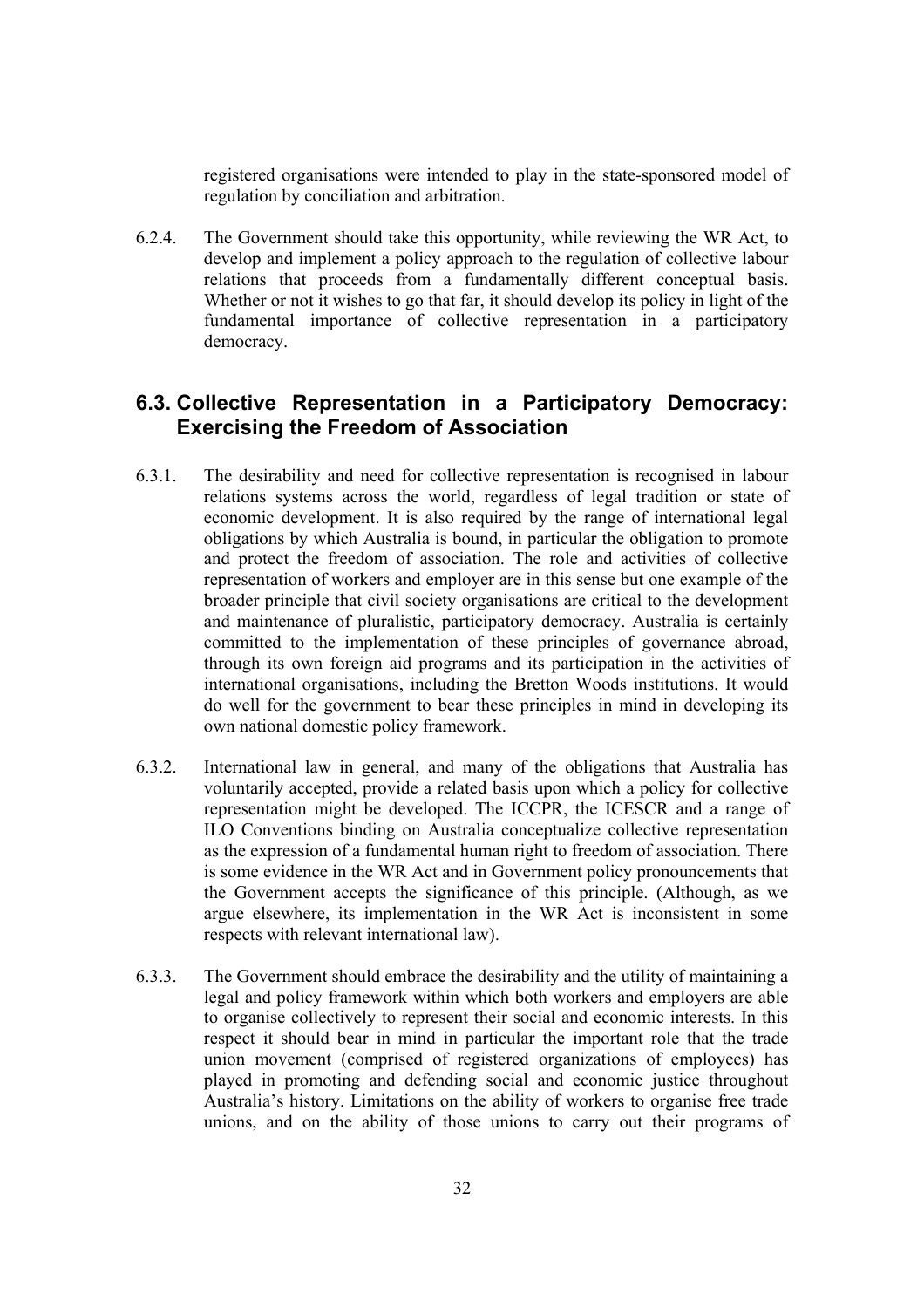registered organisations were intended to play in the state-sponsored model of regulation by conciliation and arbitration.

6.2.4. The Government should take this opportunity, while reviewing the WR Act, to develop and implement a policy approach to the regulation of collective labour relations that proceeds from a fundamentally different conceptual basis. Whether or not it wishes to go that far, it should develop its policy in light of the fundamental importance of collective representation in a participatory democracy.

## 6.3. Collective Representation in a Participatory Democracy: Exercising the Freedom of Association

6.3.1. The desirability and need for collective representation is recognised in labour relations systems across the world, regardless of legal tradition or state of economic development. It is also required by the range of international legal obligations by which Australia is bound, in particular the obligation to promote and protect the freedom of association. The role and activities of collective representation of workers and employer are in this sense but one example of the broader principle that civil society organisations are critical to the development and maintenance of pluralistic, participatory democracy. Australia is certainly committed to the implementation of these principles of governance abroad, through its own foreign aid programs and its participation in the activities of international organisations, including the Bretton Woods institutions. It would do well for the government to bear these principles in mind in developing its own national domestic policy framework.

6.3.2. International law in general, and many of the obligations that Australia has voluntarily accepted, provide a related basis upon which a policy for collective representation might be developed. The ICCPR, the ICESCR and a range of ILO Conventions binding on Australia conceptualize collective representation as the expression of a fundamental human right to freedom of association. There is some evidence in the WR Act and in Government policy pronouncements that the Government accepts the significance of this principle. (Although, as we argue elsewhere, its implementation in the WR Act is inconsistent in some respects with relevant international law).

6.3.3. The Government should embrace the desirability and the utility of maintaining a legal and policy framework within which both workers and employers are able to organise collectively to represent their social and economic interests. In this respect it should bear in mind in particular the important role that the trade union movement (comprised of registered organizations of employees) has played in promoting and defending social and economic justice throughout Australia's history. Limitations on the ability of workers to organise free trade unions, and on the ability of those unions to carry out their programs of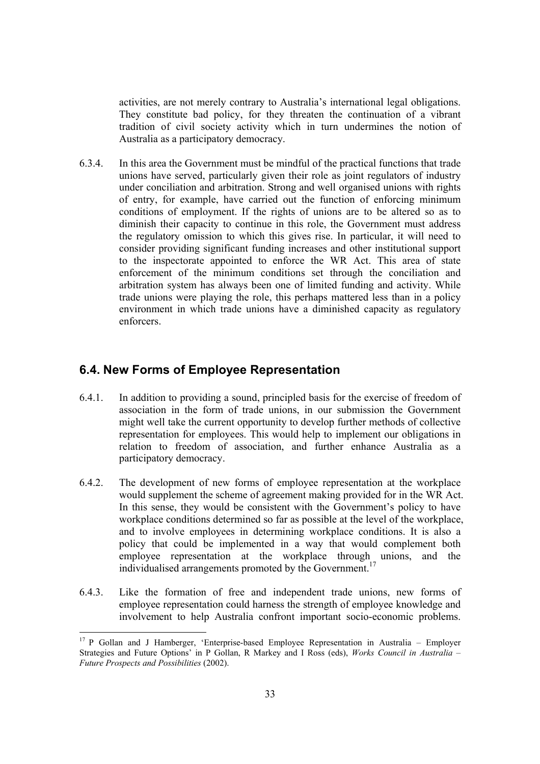activities, are not merely contrary to Australia's international legal obligations. They constitute bad policy, for they threaten the continuation of a vibrant tradition of civil society activity which in turn undermines the notion of Australia as a participatory democracy.

6.3.4. In this area the Government must be mindful of the practical functions that trade unions have served, particularly given their role as joint regulators of industry under conciliation and arbitration. Strong and well organised unions with rights of entry, for example, have carried out the function of enforcing minimum conditions of employment. If the rights of unions are to be altered so as to diminish their capacity to continue in this role, the Government must address the regulatory omission to which this gives rise. In particular, it will need to consider providing significant funding increases and other institutional support to the inspectorate appointed to enforce the WR Act. This area of state enforcement of the minimum conditions set through the conciliation and arbitration system has always been one of limited funding and activity. While trade unions were playing the role, this perhaps mattered less than in a policy environment in which trade unions have a diminished capacity as regulatory enforcers.

## 6.4. New Forms of Employee Representation

6.4.1. In addition to providing a sound, principled basis for the exercise of freedom of association in the form of trade unions, in our submission the Government might well take the current opportunity to develop further methods of collective representation for employees. This would help to implement our obligations in relation to freedom of association, and further enhance Australia as a participatory democracy.

6.4.2. The development of new forms of employee representation at the workplace would supplement the scheme of agreement making provided for in the WR Act. In this sense, they would be consistent with the Government's policy to have workplace conditions determined so far as possible at the level of the workplace, and to involve employees in determining workplace conditions. It is also a policy that could be implemented in a way that would complement both employee representation at the workplace through unions, and the individualised arrangements promoted by the Government.[17]

6.4.3. Like the formation of free and independent trade unions, new forms of employee representation could harness the strength of employee knowledge and involvement to help Australia confront important socio-economic problems.

[17] P Gollan and J Hamberger, 'Enterprise-based Employee Representation in Australia – Employer Strategies and Future Options' in P Gollan, R Markey and I Ross (eds), *Works Council in Australia – Future Prospects and Possibilities* (2002).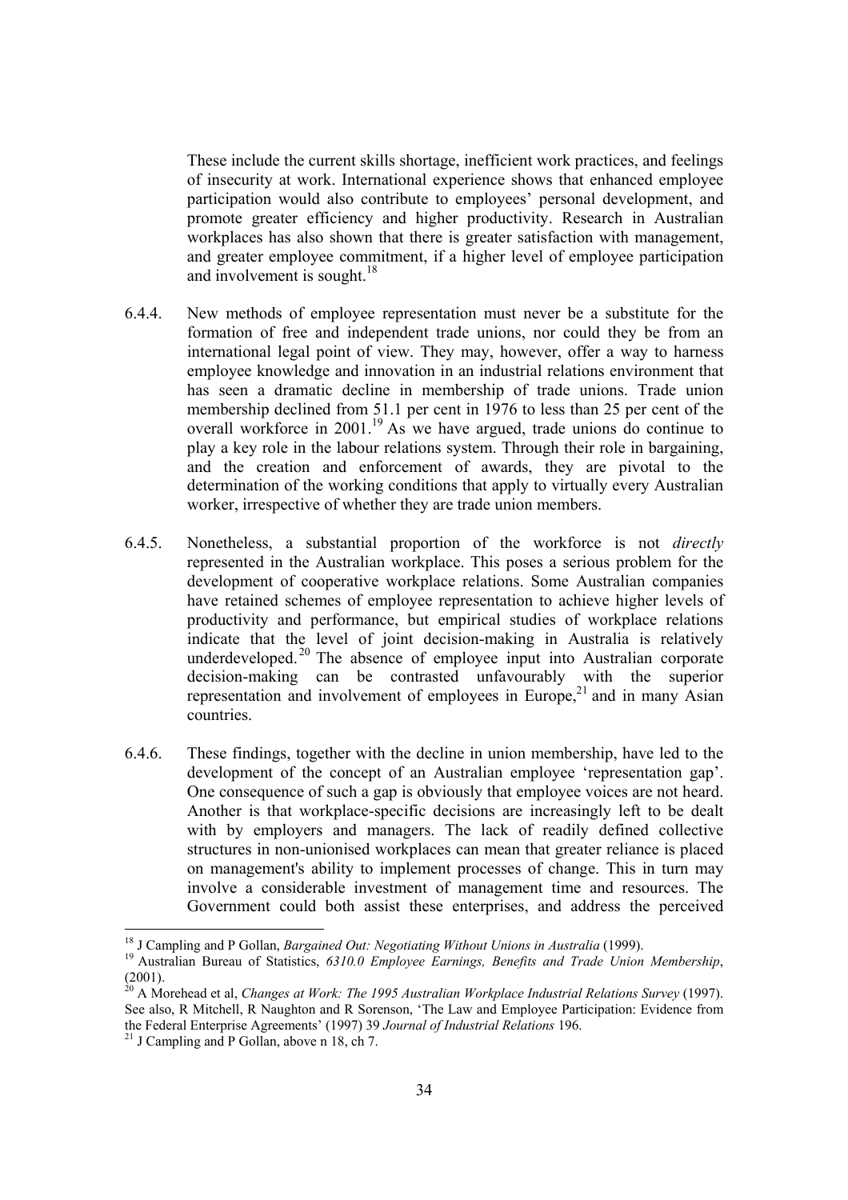These include the current skills shortage, inefficient work practices, and feelings of insecurity at work. International experience shows that enhanced employee participation would also contribute to employees' personal development, and promote greater efficiency and higher productivity. Research in Australian workplaces has also shown that there is greater satisfaction with management, and greater employee commitment, if a higher level of employee participation and involvement is sought.[18]

6.4.4. New methods of employee representation must never be a substitute for the formation of free and independent trade unions, nor could they be from an international legal point of view. They may, however, offer a way to harness employee knowledge and innovation in an industrial relations environment that has seen a dramatic decline in membership of trade unions. Trade union membership declined from 51.1 per cent in 1976 to less than 25 per cent of the overall workforce in 2001.[19] As we have argued, trade unions do continue to play a key role in the labour relations system. Through their role in bargaining, and the creation and enforcement of awards, they are pivotal to the determination of the working conditions that apply to virtually every Australian worker, irrespective of whether they are trade union members.

6.4.5. Nonetheless, a substantial proportion of the workforce is not *directly* represented in the Australian workplace. This poses a serious problem for the development of cooperative workplace relations. Some Australian companies have retained schemes of employee representation to achieve higher levels of productivity and performance, but empirical studies of workplace relations indicate that the level of joint decision-making in Australia is relatively underdeveloped.[20] The absence of employee input into Australian corporate decision-making can be contrasted unfavourably with the superior representation and involvement of employees in Europe,[21] and in many Asian countries.

6.4.6. These findings, together with the decline in union membership, have led to the development of the concept of an Australian employee 'representation gap'. One consequence of such a gap is obviously that employee voices are not heard. Another is that workplace-specific decisions are increasingly left to be dealt with by employers and managers. The lack of readily defined collective structures in non-unionised workplaces can mean that greater reliance is placed on management's ability to implement processes of change. This in turn may involve a considerable investment of management time and resources. The Government could both assist these enterprises, and address the perceived

---

[18] J Campling and P Gollan, *Bargained Out: Negotiating Without Unions in Australia* (1999).

[19] Australian Bureau of Statistics, *6310.0 Employee Earnings, Benefits and Trade Union Membership*, (2001).

[20] A Morehead et al, *Changes at Work: The 1995 Australian Workplace Industrial Relations Survey* (1997). See also, R Mitchell, R Naughton and R Sorenson, 'The Law and Employee Participation: Evidence from the Federal Enterprise Agreements' (1997) 39 *Journal of Industrial Relations* 196.

[21] J Campling and P Gollan, above n 18, ch 7.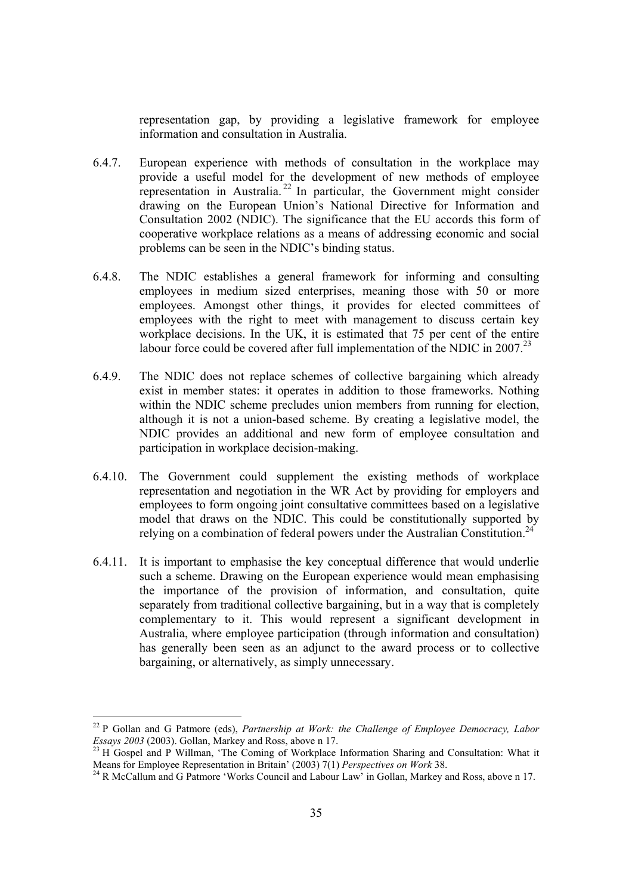representation gap, by providing a legislative framework for employee information and consultation in Australia.

6.4.7. European experience with methods of consultation in the workplace may provide a useful model for the development of new methods of employee representation in Australia.[22] In particular, the Government might consider drawing on the European Union's National Directive for Information and Consultation 2002 (NDIC). The significance that the EU accords this form of cooperative workplace relations as a means of addressing economic and social problems can be seen in the NDIC's binding status.

6.4.8. The NDIC establishes a general framework for informing and consulting employees in medium sized enterprises, meaning those with 50 or more employees. Amongst other things, it provides for elected committees of employees with the right to meet with management to discuss certain key workplace decisions. In the UK, it is estimated that 75 per cent of the entire labour force could be covered after full implementation of the NDIC in 2007.[23]

6.4.9. The NDIC does not replace schemes of collective bargaining which already exist in member states: it operates in addition to those frameworks. Nothing within the NDIC scheme precludes union members from running for election, although it is not a union-based scheme. By creating a legislative model, the NDIC provides an additional and new form of employee consultation and participation in workplace decision-making.

6.4.10. The Government could supplement the existing methods of workplace representation and negotiation in the WR Act by providing for employers and employees to form ongoing joint consultative committees based on a legislative model that draws on the NDIC. This could be constitutionally supported by relying on a combination of federal powers under the Australian Constitution.[24]

6.4.11. It is important to emphasise the key conceptual difference that would underlie such a scheme. Drawing on the European experience would mean emphasising the importance of the provision of information, and consultation, quite separately from traditional collective bargaining, but in a way that is completely complementary to it. This would represent a significant development in Australia, where employee participation (through information and consultation) has generally been seen as an adjunct to the award process or to collective bargaining, or alternatively, as simply unnecessary.

---

[22] P Gollan and G Patmore (eds), *Partnership at Work: the Challenge of Employee Democracy, Labor Essays 2003* (2003). Gollan, Markey and Ross, above n 17.

[23] H Gospel and P Willman, 'The Coming of Workplace Information Sharing and Consultation: What it Means for Employee Representation in Britain' (2003) 7(1) *Perspectives on Work* 38.

[24] R McCallum and G Patmore 'Works Council and Labour Law' in Gollan, Markey and Ross, above n 17.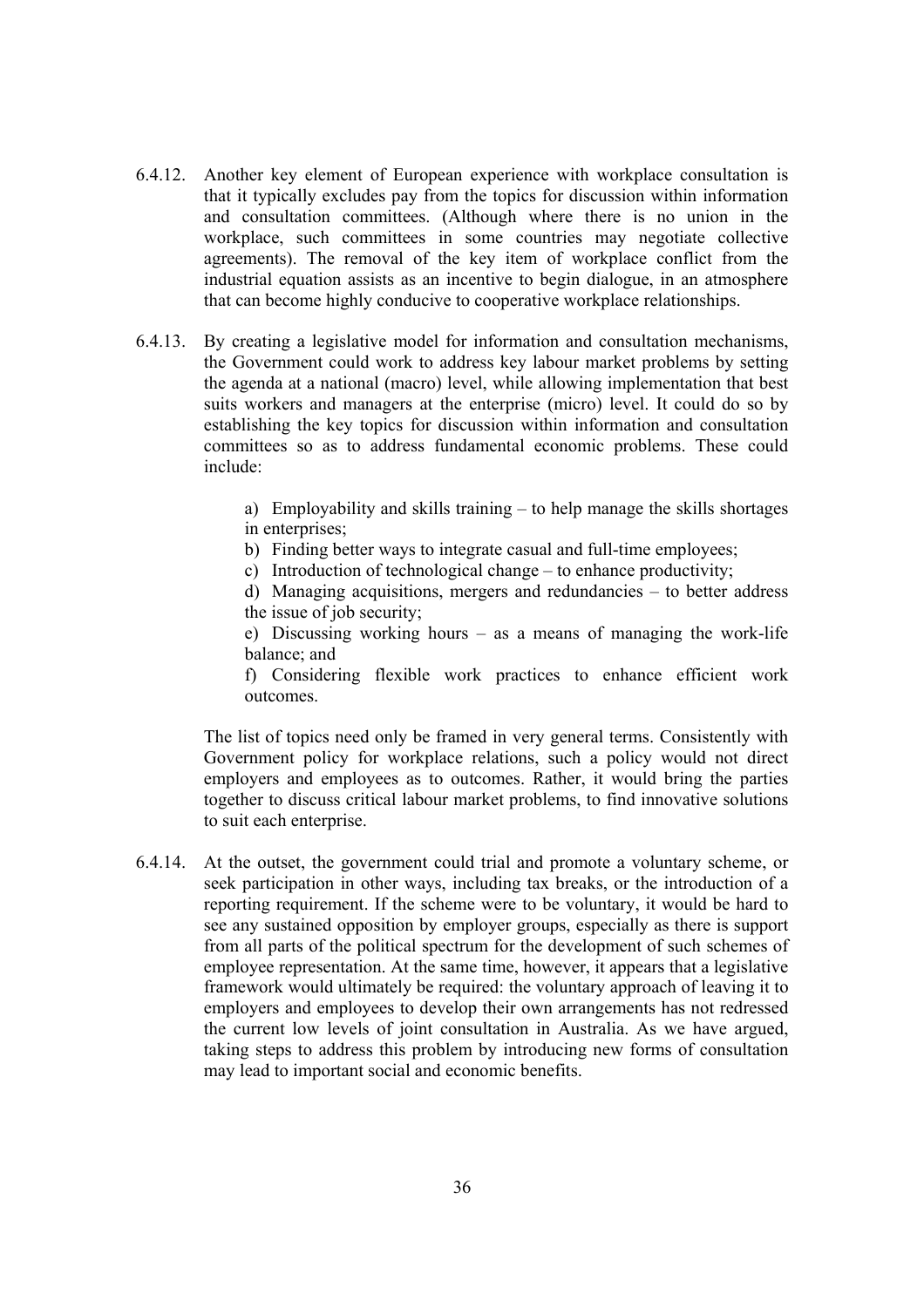6.4.12. Another key element of European experience with workplace consultation is that it typically excludes pay from the topics for discussion within information and consultation committees. (Although where there is no union in the workplace, such committees in some countries may negotiate collective agreements). The removal of the key item of workplace conflict from the industrial equation assists as an incentive to begin dialogue, in an atmosphere that can become highly conducive to cooperative workplace relationships.

6.4.13. By creating a legislative model for information and consultation mechanisms, the Government could work to address key labour market problems by setting the agenda at a national (macro) level, while allowing implementation that best suits workers and managers at the enterprise (micro) level. It could do so by establishing the key topics for discussion within information and consultation committees so as to address fundamental economic problems. These could include:

a) Employability and skills training – to help manage the skills shortages in enterprises;

b) Finding better ways to integrate casual and full-time employees;

c) Introduction of technological change – to enhance productivity;

d) Managing acquisitions, mergers and redundancies – to better address the issue of job security;

e) Discussing working hours – as a means of managing the work-life balance; and

f) Considering flexible work practices to enhance efficient work outcomes.

The list of topics need only be framed in very general terms. Consistently with Government policy for workplace relations, such a policy would not direct employers and employees as to outcomes. Rather, it would bring the parties together to discuss critical labour market problems, to find innovative solutions to suit each enterprise.

6.4.14. At the outset, the government could trial and promote a voluntary scheme, or seek participation in other ways, including tax breaks, or the introduction of a reporting requirement. If the scheme were to be voluntary, it would be hard to see any sustained opposition by employer groups, especially as there is support from all parts of the political spectrum for the development of such schemes of employee representation. At the same time, however, it appears that a legislative framework would ultimately be required: the voluntary approach of leaving it to employers and employees to develop their own arrangements has not redressed the current low levels of joint consultation in Australia. As we have argued, taking steps to address this problem by introducing new forms of consultation may lead to important social and economic benefits.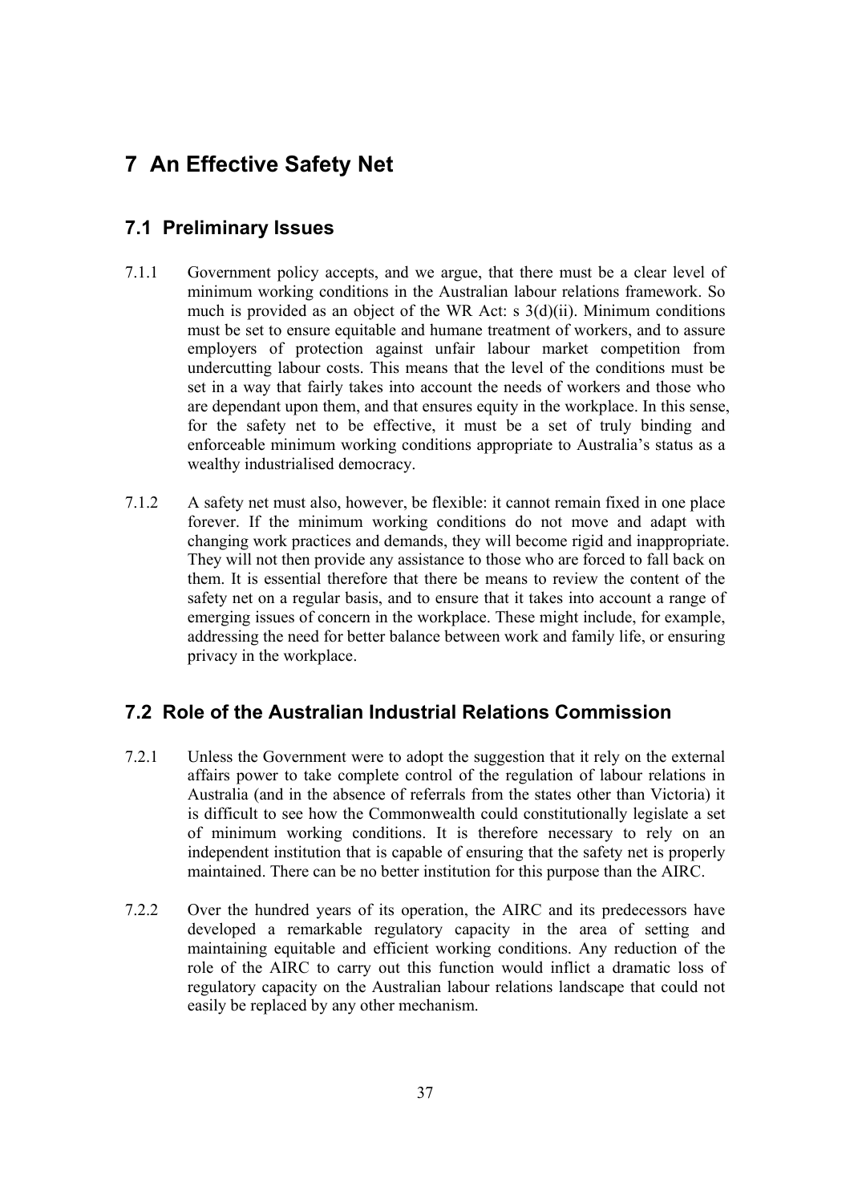# 7 An Effective Safety Net

## 7.1 Preliminary Issues

7.1.1 Government policy accepts, and we argue, that there must be a clear level of minimum working conditions in the Australian labour relations framework. So much is provided as an object of the WR Act: s 3(d)(ii). Minimum conditions must be set to ensure equitable and humane treatment of workers, and to assure employers of protection against unfair labour market competition from undercutting labour costs. This means that the level of the conditions must be set in a way that fairly takes into account the needs of workers and those who are dependant upon them, and that ensures equity in the workplace. In this sense, for the safety net to be effective, it must be a set of truly binding and enforceable minimum working conditions appropriate to Australia's status as a wealthy industrialised democracy.

7.1.2 A safety net must also, however, be flexible: it cannot remain fixed in one place forever. If the minimum working conditions do not move and adapt with changing work practices and demands, they will become rigid and inappropriate. They will not then provide any assistance to those who are forced to fall back on them. It is essential therefore that there be means to review the content of the safety net on a regular basis, and to ensure that it takes into account a range of emerging issues of concern in the workplace. These might include, for example, addressing the need for better balance between work and family life, or ensuring privacy in the workplace.

## 7.2 Role of the Australian Industrial Relations Commission

7.2.1 Unless the Government were to adopt the suggestion that it rely on the external affairs power to take complete control of the regulation of labour relations in Australia (and in the absence of referrals from the states other than Victoria) it is difficult to see how the Commonwealth could constitutionally legislate a set of minimum working conditions. It is therefore necessary to rely on an independent institution that is capable of ensuring that the safety net is properly maintained. There can be no better institution for this purpose than the AIRC.

7.2.2 Over the hundred years of its operation, the AIRC and its predecessors have developed a remarkable regulatory capacity in the area of setting and maintaining equitable and efficient working conditions. Any reduction of the role of the AIRC to carry out this function would inflict a dramatic loss of regulatory capacity on the Australian labour relations landscape that could not easily be replaced by any other mechanism.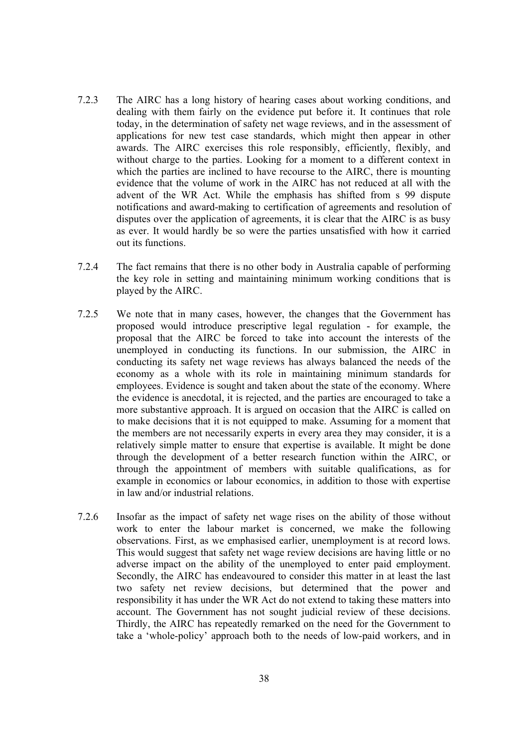7.2.3 The AIRC has a long history of hearing cases about working conditions, and dealing with them fairly on the evidence put before it. It continues that role today, in the determination of safety net wage reviews, and in the assessment of applications for new test case standards, which might then appear in other awards. The AIRC exercises this role responsibly, efficiently, flexibly, and without charge to the parties. Looking for a moment to a different context in which the parties are inclined to have recourse to the AIRC, there is mounting evidence that the volume of work in the AIRC has not reduced at all with the advent of the WR Act. While the emphasis has shifted from s 99 dispute notifications and award-making to certification of agreements and resolution of disputes over the application of agreements, it is clear that the AIRC is as busy as ever. It would hardly be so were the parties unsatisfied with how it carried out its functions.

7.2.4 The fact remains that there is no other body in Australia capable of performing the key role in setting and maintaining minimum working conditions that is played by the AIRC.

7.2.5 We note that in many cases, however, the changes that the Government has proposed would introduce prescriptive legal regulation - for example, the proposal that the AIRC be forced to take into account the interests of the unemployed in conducting its functions. In our submission, the AIRC in conducting its safety net wage reviews has always balanced the needs of the economy as a whole with its role in maintaining minimum standards for employees. Evidence is sought and taken about the state of the economy. Where the evidence is anecdotal, it is rejected, and the parties are encouraged to take a more substantive approach. It is argued on occasion that the AIRC is called on to make decisions that it is not equipped to make. Assuming for a moment that the members are not necessarily experts in every area they may consider, it is a relatively simple matter to ensure that expertise is available. It might be done through the development of a better research function within the AIRC, or through the appointment of members with suitable qualifications, as for example in economics or labour economics, in addition to those with expertise in law and/or industrial relations.

7.2.6 Insofar as the impact of safety net wage rises on the ability of those without work to enter the labour market is concerned, we make the following observations. First, as we emphasised earlier, unemployment is at record lows. This would suggest that safety net wage review decisions are having little or no adverse impact on the ability of the unemployed to enter paid employment. Secondly, the AIRC has endeavoured to consider this matter in at least the last two safety net review decisions, but determined that the power and responsibility it has under the WR Act do not extend to taking these matters into account. The Government has not sought judicial review of these decisions. Thirdly, the AIRC has repeatedly remarked on the need for the Government to take a 'whole-policy' approach both to the needs of low-paid workers, and in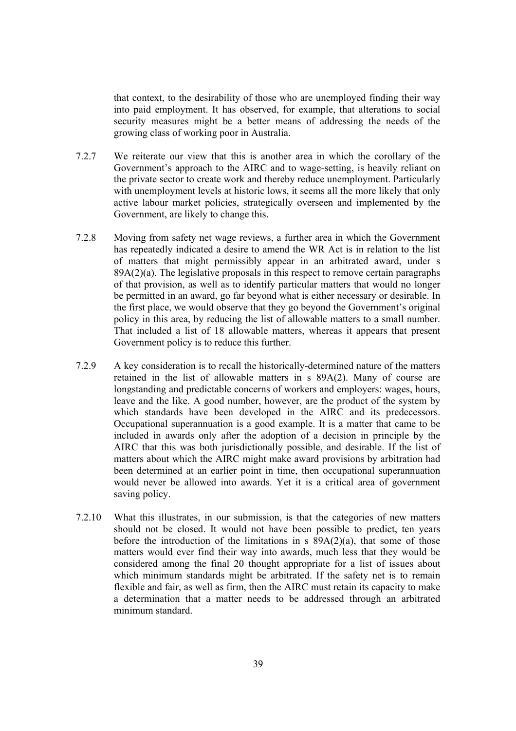that context, to the desirability of those who are unemployed finding their way into paid employment. It has observed, for example, that alterations to social security measures might be a better means of addressing the needs of the growing class of working poor in Australia.

7.2.7 We reiterate our view that this is another area in which the corollary of the Government's approach to the AIRC and to wage-setting, is heavily reliant on the private sector to create work and thereby reduce unemployment. Particularly with unemployment levels at historic lows, it seems all the more likely that only active labour market policies, strategically overseen and implemented by the Government, are likely to change this.

7.2.8 Moving from safety net wage reviews, a further area in which the Government has repeatedly indicated a desire to amend the WR Act is in relation to the list of matters that might permissibly appear in an arbitrated award, under s 89A(2)(a). The legislative proposals in this respect to remove certain paragraphs of that provision, as well as to identify particular matters that would no longer be permitted in an award, go far beyond what is either necessary or desirable. In the first place, we would observe that they go beyond the Government's original policy in this area, by reducing the list of allowable matters to a small number. That included a list of 18 allowable matters, whereas it appears that present Government policy is to reduce this further.

7.2.9 A key consideration is to recall the historically-determined nature of the matters retained in the list of allowable matters in s 89A(2). Many of course are longstanding and predictable concerns of workers and employers: wages, hours, leave and the like. A good number, however, are the product of the system by which standards have been developed in the AIRC and its predecessors. Occupational superannuation is a good example. It is a matter that came to be included in awards only after the adoption of a decision in principle by the AIRC that this was both jurisdictionally possible, and desirable. If the list of matters about which the AIRC might make award provisions by arbitration had been determined at an earlier point in time, then occupational superannuation would never be allowed into awards. Yet it is a critical area of government saving policy.

7.2.10 What this illustrates, in our submission, is that the categories of new matters should not be closed. It would not have been possible to predict, ten years before the introduction of the limitations in s 89A(2)(a), that some of those matters would ever find their way into awards, much less that they would be considered among the final 20 thought appropriate for a list of issues about which minimum standards might be arbitrated. If the safety net is to remain flexible and fair, as well as firm, then the AIRC must retain its capacity to make a determination that a matter needs to be addressed through an arbitrated minimum standard.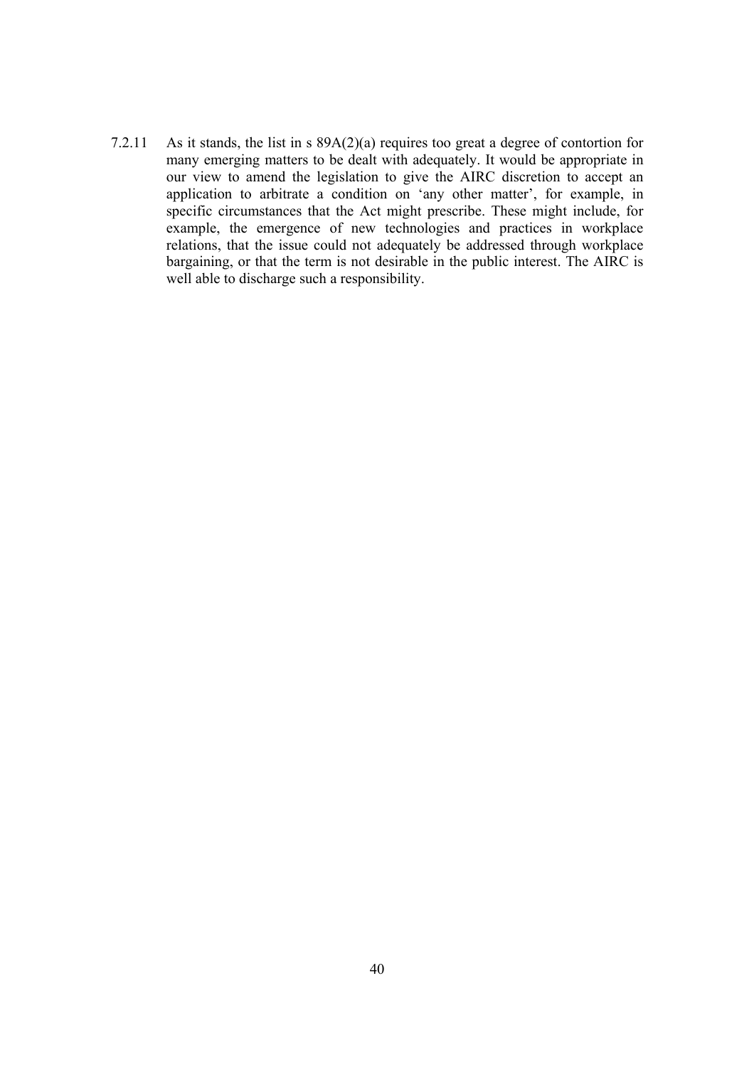7.2.11 As it stands, the list in s 89A(2)(a) requires too great a degree of contortion for many emerging matters to be dealt with adequately. It would be appropriate in our view to amend the legislation to give the AIRC discretion to accept an application to arbitrate a condition on 'any other matter', for example, in specific circumstances that the Act might prescribe. These might include, for example, the emergence of new technologies and practices in workplace relations, that the issue could not adequately be addressed through workplace bargaining, or that the term is not desirable in the public interest. The AIRC is well able to discharge such a responsibility.